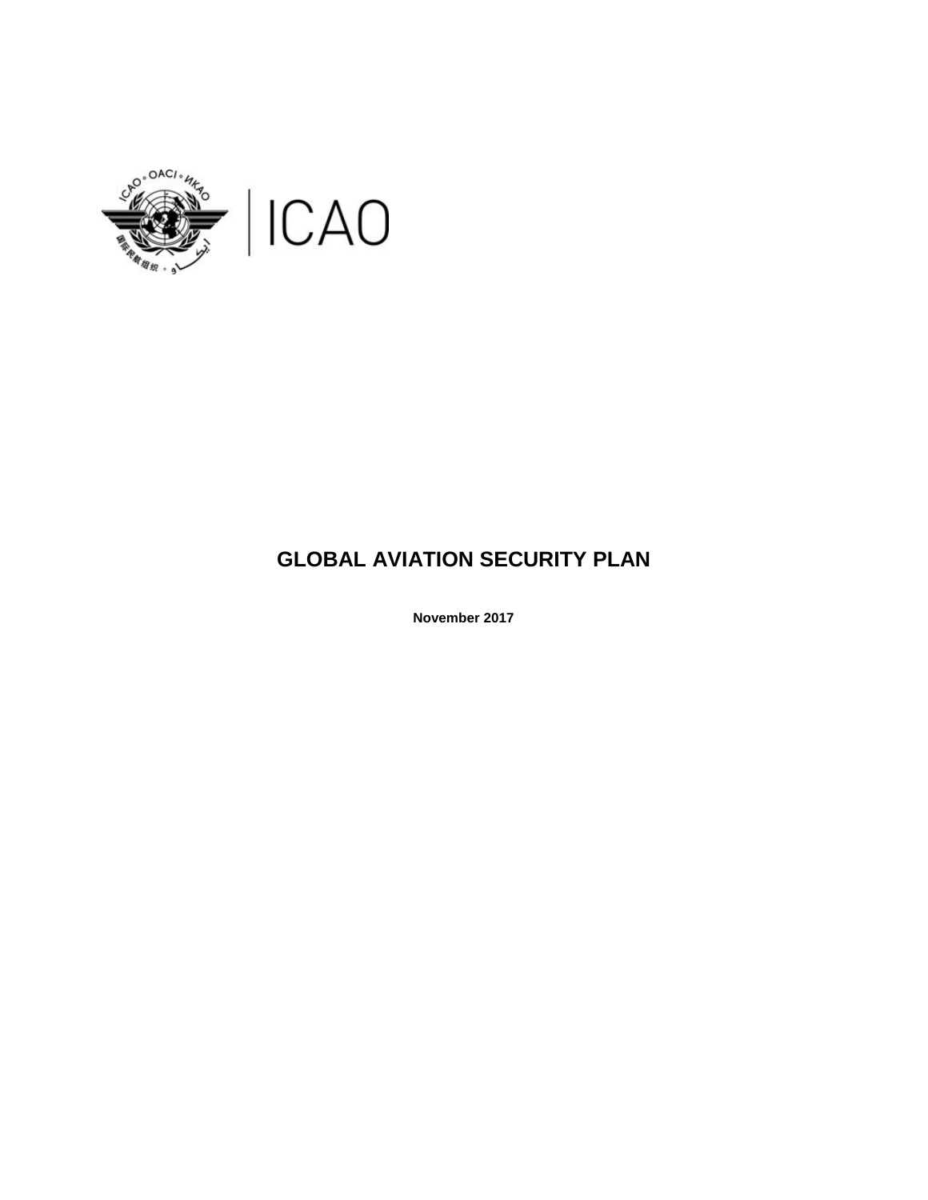ICAO

# GLOBAL AVIATION SECURITY PLAN

**November 2017**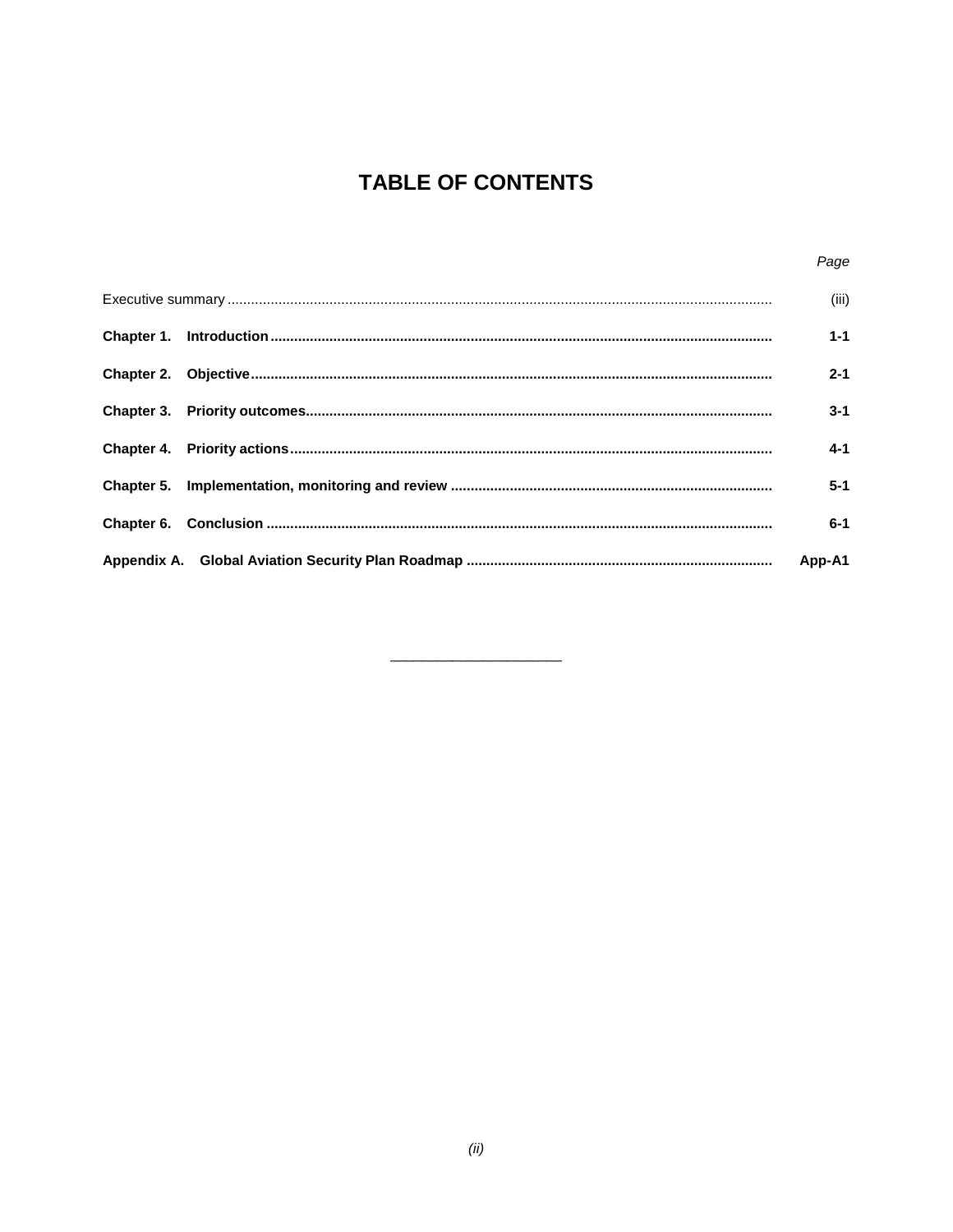# TABLE OF CONTENTS

| | *Page* |
|---|---|
| Executive summary | (iii) |
| **Chapter 1. Introduction** | **1-1** |
| **Chapter 2. Objective** | **2-1** |
| **Chapter 3. Priority outcomes** | **3-1** |
| **Chapter 4. Priority actions** | **4-1** |
| **Chapter 5. Implementation, monitoring and review** | **5-1** |
| **Chapter 6. Conclusion** | **6-1** |
| **Appendix A. Global Aviation Security Plan Roadmap** | **App-A1** |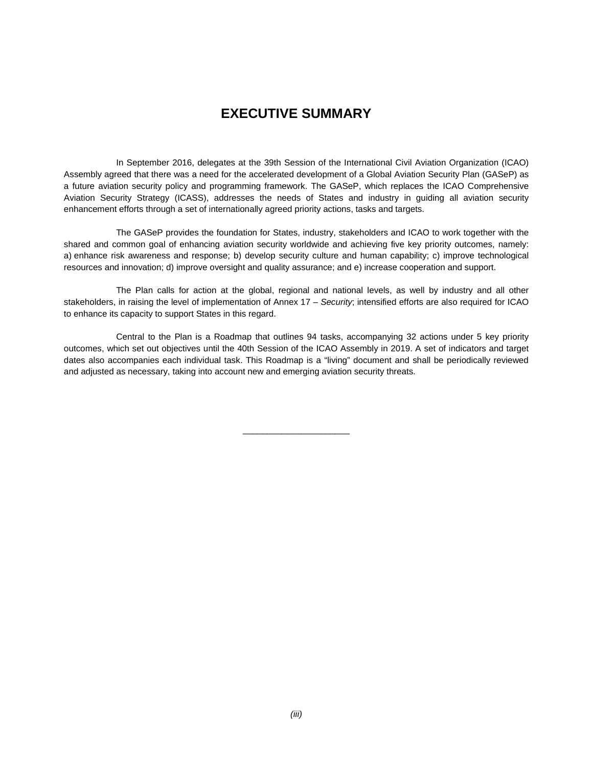# EXECUTIVE SUMMARY

In September 2016, delegates at the 39th Session of the International Civil Aviation Organization (ICAO) Assembly agreed that there was a need for the accelerated development of a Global Aviation Security Plan (GASeP) as a future aviation security policy and programming framework. The GASeP, which replaces the ICAO Comprehensive Aviation Security Strategy (ICASS), addresses the needs of States and industry in guiding all aviation security enhancement efforts through a set of internationally agreed priority actions, tasks and targets.

The GASeP provides the foundation for States, industry, stakeholders and ICAO to work together with the shared and common goal of enhancing aviation security worldwide and achieving five key priority outcomes, namely: a) enhance risk awareness and response; b) develop security culture and human capability; c) improve technological resources and innovation; d) improve oversight and quality assurance; and e) increase cooperation and support.

The Plan calls for action at the global, regional and national levels, as well by industry and all other stakeholders, in raising the level of implementation of Annex 17 – *Security*; intensified efforts are also required for ICAO to enhance its capacity to support States in this regard.

Central to the Plan is a Roadmap that outlines 94 tasks, accompanying 32 actions under 5 key priority outcomes, which set out objectives until the 40th Session of the ICAO Assembly in 2019. A set of indicators and target dates also accompanies each individual task. This Roadmap is a "living" document and shall be periodically reviewed and adjusted as necessary, taking into account new and emerging aviation security threats.

______________________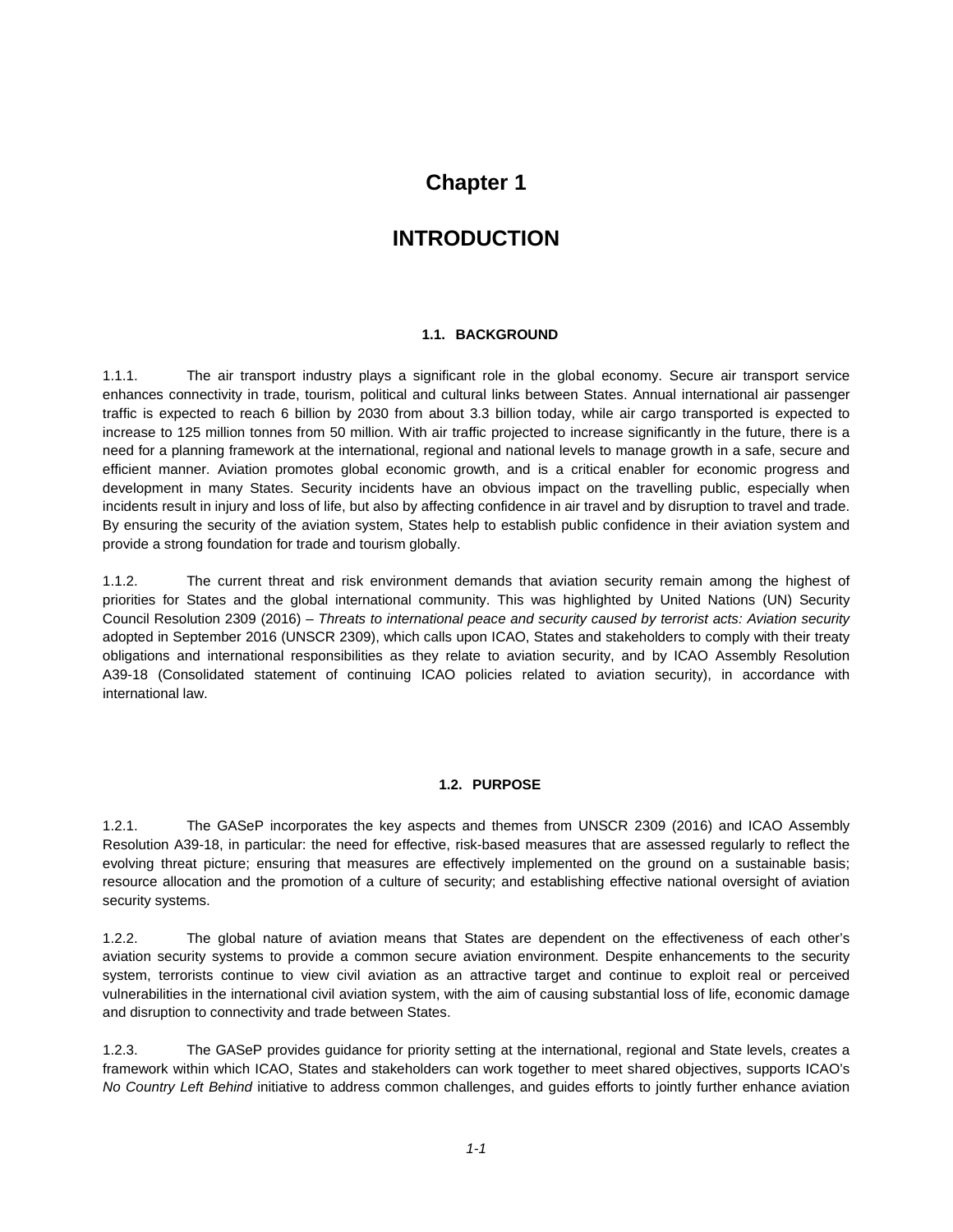# Chapter 1

# INTRODUCTION

## 1.1. BACKGROUND

1.1.1. The air transport industry plays a significant role in the global economy. Secure air transport service enhances connectivity in trade, tourism, political and cultural links between States. Annual international air passenger traffic is expected to reach 6 billion by 2030 from about 3.3 billion today, while air cargo transported is expected to increase to 125 million tonnes from 50 million. With air traffic projected to increase significantly in the future, there is a need for a planning framework at the international, regional and national levels to manage growth in a safe, secure and efficient manner. Aviation promotes global economic growth, and is a critical enabler for economic progress and development in many States. Security incidents have an obvious impact on the travelling public, especially when incidents result in injury and loss of life, but also by affecting confidence in air travel and by disruption to travel and trade. By ensuring the security of the aviation system, States help to establish public confidence in their aviation system and provide a strong foundation for trade and tourism globally.

1.1.2. The current threat and risk environment demands that aviation security remain among the highest of priorities for States and the global international community. This was highlighted by United Nations (UN) Security Council Resolution 2309 (2016) – *Threats to international peace and security caused by terrorist acts: Aviation security* adopted in September 2016 (UNSCR 2309), which calls upon ICAO, States and stakeholders to comply with their treaty obligations and international responsibilities as they relate to aviation security, and by ICAO Assembly Resolution A39-18 (Consolidated statement of continuing ICAO policies related to aviation security), in accordance with international law.

## 1.2. PURPOSE

1.2.1. The GASeP incorporates the key aspects and themes from UNSCR 2309 (2016) and ICAO Assembly Resolution A39-18, in particular: the need for effective, risk-based measures that are assessed regularly to reflect the evolving threat picture; ensuring that measures are effectively implemented on the ground on a sustainable basis; resource allocation and the promotion of a culture of security; and establishing effective national oversight of aviation security systems.

1.2.2. The global nature of aviation means that States are dependent on the effectiveness of each other's aviation security systems to provide a common secure aviation environment. Despite enhancements to the security system, terrorists continue to view civil aviation as an attractive target and continue to exploit real or perceived vulnerabilities in the international civil aviation system, with the aim of causing substantial loss of life, economic damage and disruption to connectivity and trade between States.

1.2.3. The GASeP provides guidance for priority setting at the international, regional and State levels, creates a framework within which ICAO, States and stakeholders can work together to meet shared objectives, supports ICAO's *No Country Left Behind* initiative to address common challenges, and guides efforts to jointly further enhance aviation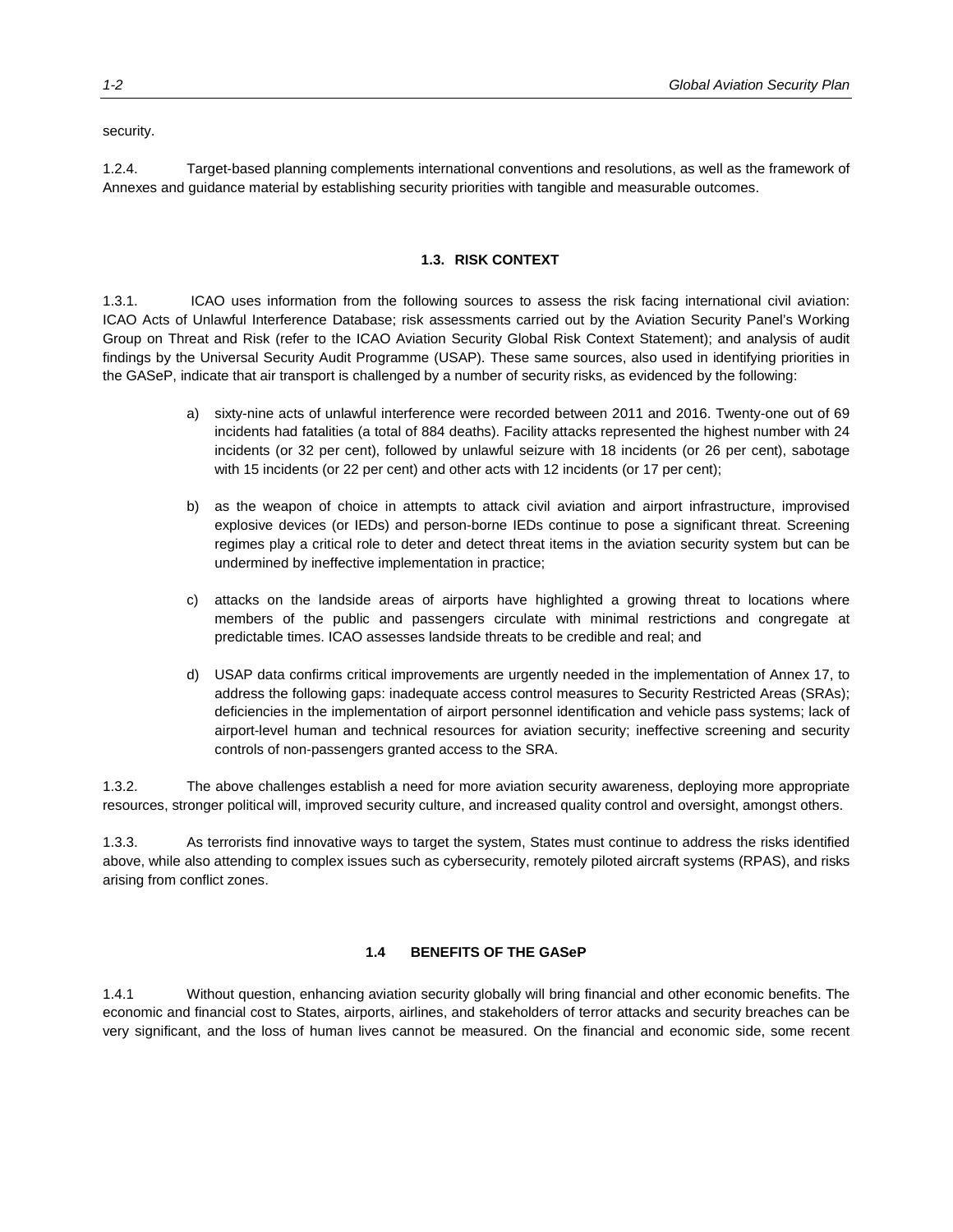security.

1.2.4. Target-based planning complements international conventions and resolutions, as well as the framework of Annexes and guidance material by establishing security priorities with tangible and measurable outcomes.

### 1.3. RISK CONTEXT

1.3.1. ICAO uses information from the following sources to assess the risk facing international civil aviation: ICAO Acts of Unlawful Interference Database; risk assessments carried out by the Aviation Security Panel's Working Group on Threat and Risk (refer to the ICAO Aviation Security Global Risk Context Statement); and analysis of audit findings by the Universal Security Audit Programme (USAP). These same sources, also used in identifying priorities in the GASeP, indicate that air transport is challenged by a number of security risks, as evidenced by the following:

a) sixty-nine acts of unlawful interference were recorded between 2011 and 2016. Twenty-one out of 69 incidents had fatalities (a total of 884 deaths). Facility attacks represented the highest number with 24 incidents (or 32 per cent), followed by unlawful seizure with 18 incidents (or 26 per cent), sabotage with 15 incidents (or 22 per cent) and other acts with 12 incidents (or 17 per cent);

b) as the weapon of choice in attempts to attack civil aviation and airport infrastructure, improvised explosive devices (or IEDs) and person-borne IEDs continue to pose a significant threat. Screening regimes play a critical role to deter and detect threat items in the aviation security system but can be undermined by ineffective implementation in practice;

c) attacks on the landside areas of airports have highlighted a growing threat to locations where members of the public and passengers circulate with minimal restrictions and congregate at predictable times. ICAO assesses landside threats to be credible and real; and

d) USAP data confirms critical improvements are urgently needed in the implementation of Annex 17, to address the following gaps: inadequate access control measures to Security Restricted Areas (SRAs); deficiencies in the implementation of airport personnel identification and vehicle pass systems; lack of airport-level human and technical resources for aviation security; ineffective screening and security controls of non-passengers granted access to the SRA.

1.3.2. The above challenges establish a need for more aviation security awareness, deploying more appropriate resources, stronger political will, improved security culture, and increased quality control and oversight, amongst others.

1.3.3. As terrorists find innovative ways to target the system, States must continue to address the risks identified above, while also attending to complex issues such as cybersecurity, remotely piloted aircraft systems (RPAS), and risks arising from conflict zones.

### 1.4 BENEFITS OF THE GASeP

1.4.1 Without question, enhancing aviation security globally will bring financial and other economic benefits. The economic and financial cost to States, airports, airlines, and stakeholders of terror attacks and security breaches can be very significant, and the loss of human lives cannot be measured. On the financial and economic side, some recent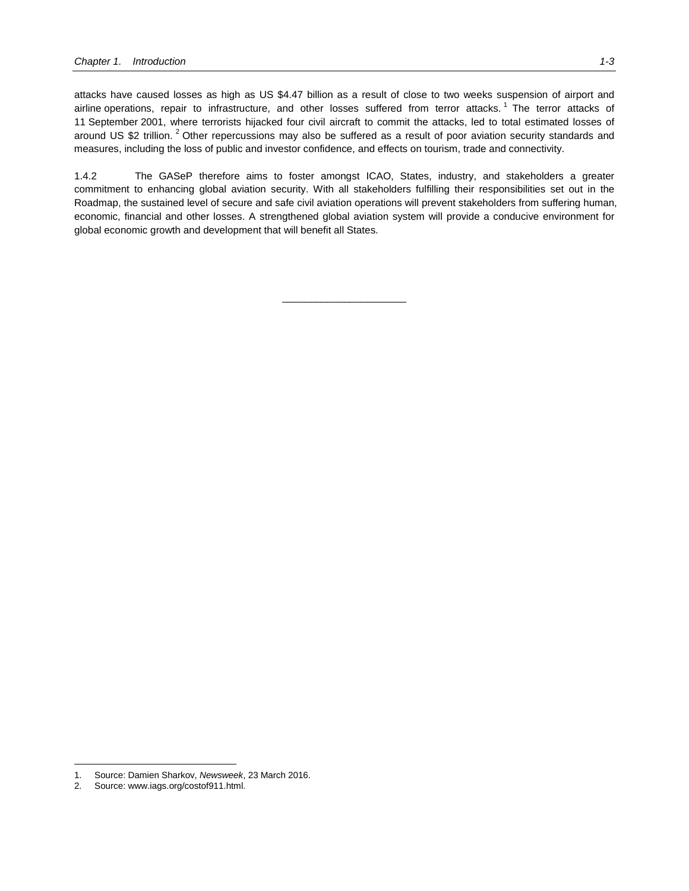attacks have caused losses as high as US $4.47 billion as a result of close to two weeks suspension of airport and airline operations, repair to infrastructure, and other losses suffered from terror attacks.[1] The terror attacks of 11 September 2001, where terrorists hijacked four civil aircraft to commit the attacks, led to total estimated losses of around US $2 trillion.[2] Other repercussions may also be suffered as a result of poor aviation security standards and measures, including the loss of public and investor confidence, and effects on tourism, trade and connectivity.

1.4.2 The GASeP therefore aims to foster amongst ICAO, States, industry, and stakeholders a greater commitment to enhancing global aviation security. With all stakeholders fulfilling their responsibilities set out in the Roadmap, the sustained level of secure and safe civil aviation operations will prevent stakeholders from suffering human, economic, financial and other losses. A strengthened global aviation system will provide a conducive environment for global economic growth and development that will benefit all States.

______________________

1. Source: Damien Sharkov, *Newsweek*, 23 March 2016.
2. Source: www.iags.org/costof911.html.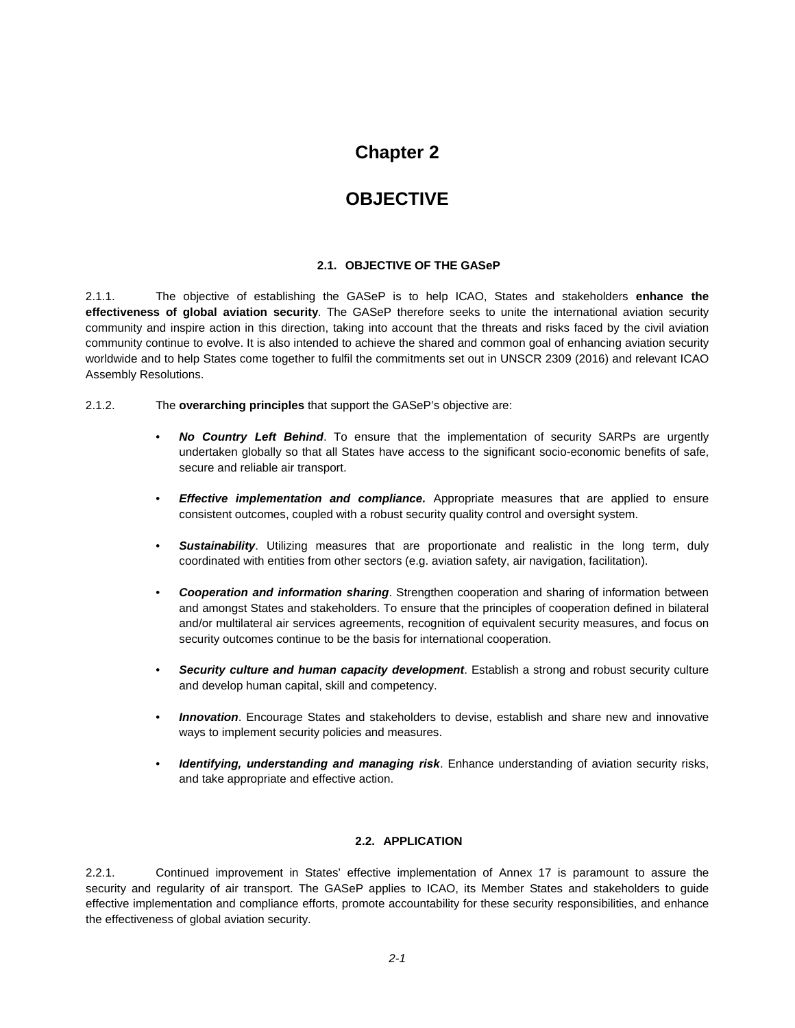# Chapter 2

# OBJECTIVE

### 2.1. OBJECTIVE OF THE GASeP

2.1.1. The objective of establishing the GASeP is to help ICAO, States and stakeholders **enhance the effectiveness of global aviation security**. The GASeP therefore seeks to unite the international aviation security community and inspire action in this direction, taking into account that the threats and risks faced by the civil aviation community continue to evolve. It is also intended to achieve the shared and common goal of enhancing aviation security worldwide and to help States come together to fulfil the commitments set out in UNSCR 2309 (2016) and relevant ICAO Assembly Resolutions.

2.1.2. The **overarching principles** that support the GASeP's objective are:

- ***No Country Left Behind***. To ensure that the implementation of security SARPs are urgently undertaken globally so that all States have access to the significant socio-economic benefits of safe, secure and reliable air transport.
- ***Effective implementation and compliance.*** Appropriate measures that are applied to ensure consistent outcomes, coupled with a robust security quality control and oversight system.
- ***Sustainability***. Utilizing measures that are proportionate and realistic in the long term, duly coordinated with entities from other sectors (e.g. aviation safety, air navigation, facilitation).
- ***Cooperation and information sharing***. Strengthen cooperation and sharing of information between and amongst States and stakeholders. To ensure that the principles of cooperation defined in bilateral and/or multilateral air services agreements, recognition of equivalent security measures, and focus on security outcomes continue to be the basis for international cooperation.
- ***Security culture and human capacity development***. Establish a strong and robust security culture and develop human capital, skill and competency.
- ***Innovation***. Encourage States and stakeholders to devise, establish and share new and innovative ways to implement security policies and measures.
- ***Identifying, understanding and managing risk***. Enhance understanding of aviation security risks, and take appropriate and effective action.

### 2.2. APPLICATION

2.2.1. Continued improvement in States' effective implementation of Annex 17 is paramount to assure the security and regularity of air transport. The GASeP applies to ICAO, its Member States and stakeholders to guide effective implementation and compliance efforts, promote accountability for these security responsibilities, and enhance the effectiveness of global aviation security.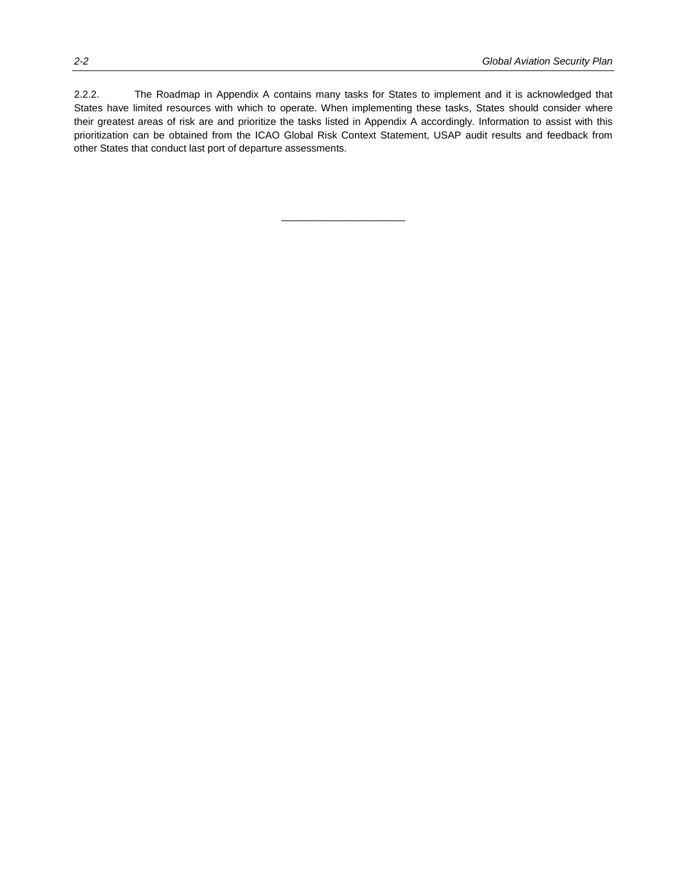2.2.2. The Roadmap in Appendix A contains many tasks for States to implement and it is acknowledged that States have limited resources with which to operate. When implementing these tasks, States should consider where their greatest areas of risk are and prioritize the tasks listed in Appendix A accordingly. Information to assist with this prioritization can be obtained from the ICAO Global Risk Context Statement, USAP audit results and feedback from other States that conduct last port of departure assessments.

_______________________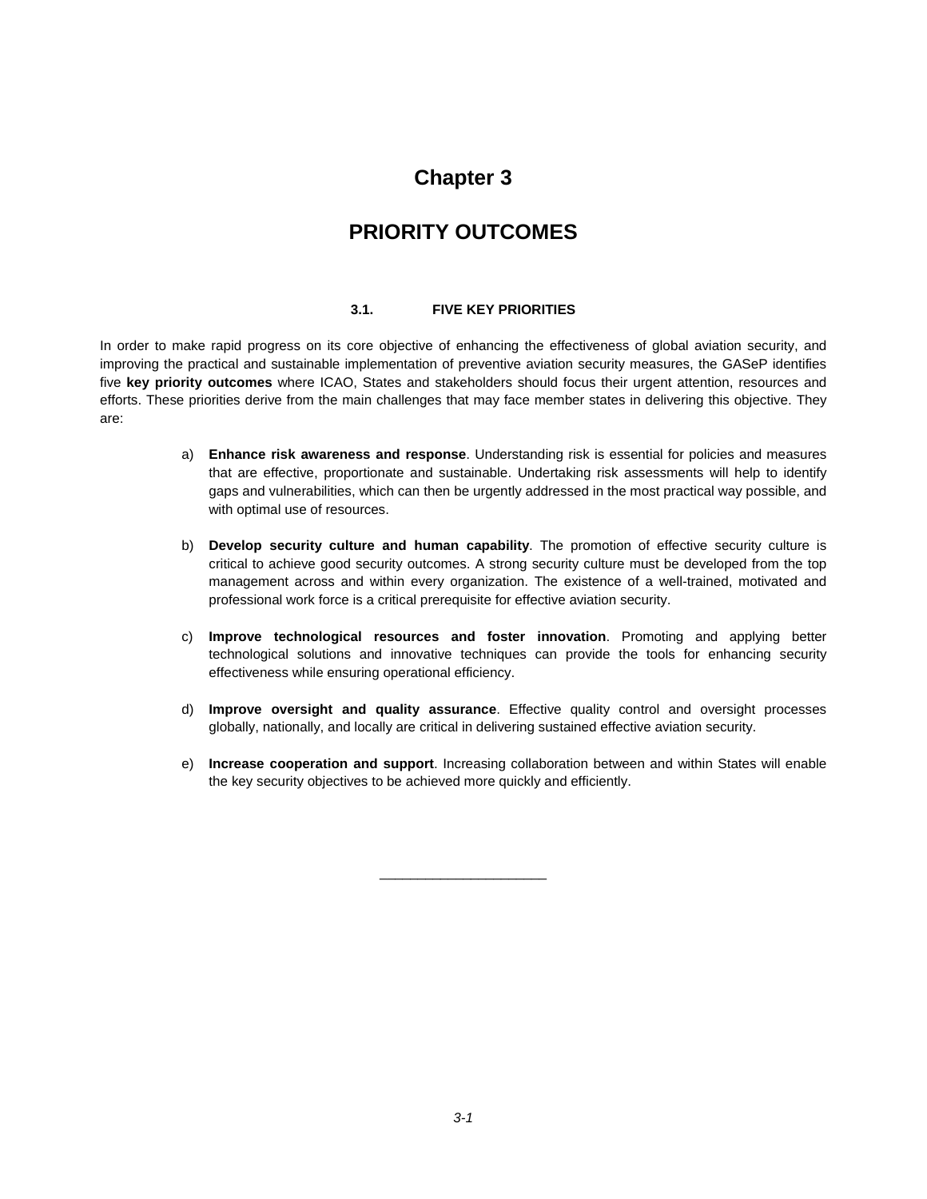# Chapter 3

# PRIORITY OUTCOMES

### 3.1. FIVE KEY PRIORITIES

In order to make rapid progress on its core objective of enhancing the effectiveness of global aviation security, and improving the practical and sustainable implementation of preventive aviation security measures, the GASeP identifies five **key priority outcomes** where ICAO, States and stakeholders should focus their urgent attention, resources and efforts. These priorities derive from the main challenges that may face member states in delivering this objective. They are:

a) **Enhance risk awareness and response**. Understanding risk is essential for policies and measures that are effective, proportionate and sustainable. Undertaking risk assessments will help to identify gaps and vulnerabilities, which can then be urgently addressed in the most practical way possible, and with optimal use of resources.

b) **Develop security culture and human capability**. The promotion of effective security culture is critical to achieve good security outcomes. A strong security culture must be developed from the top management across and within every organization. The existence of a well-trained, motivated and professional work force is a critical prerequisite for effective aviation security.

c) **Improve technological resources and foster innovation**. Promoting and applying better technological solutions and innovative techniques can provide the tools for enhancing security effectiveness while ensuring operational efficiency.

d) **Improve oversight and quality assurance**. Effective quality control and oversight processes globally, nationally, and locally are critical in delivering sustained effective aviation security.

e) **Increase cooperation and support**. Increasing collaboration between and within States will enable the key security objectives to be achieved more quickly and efficiently.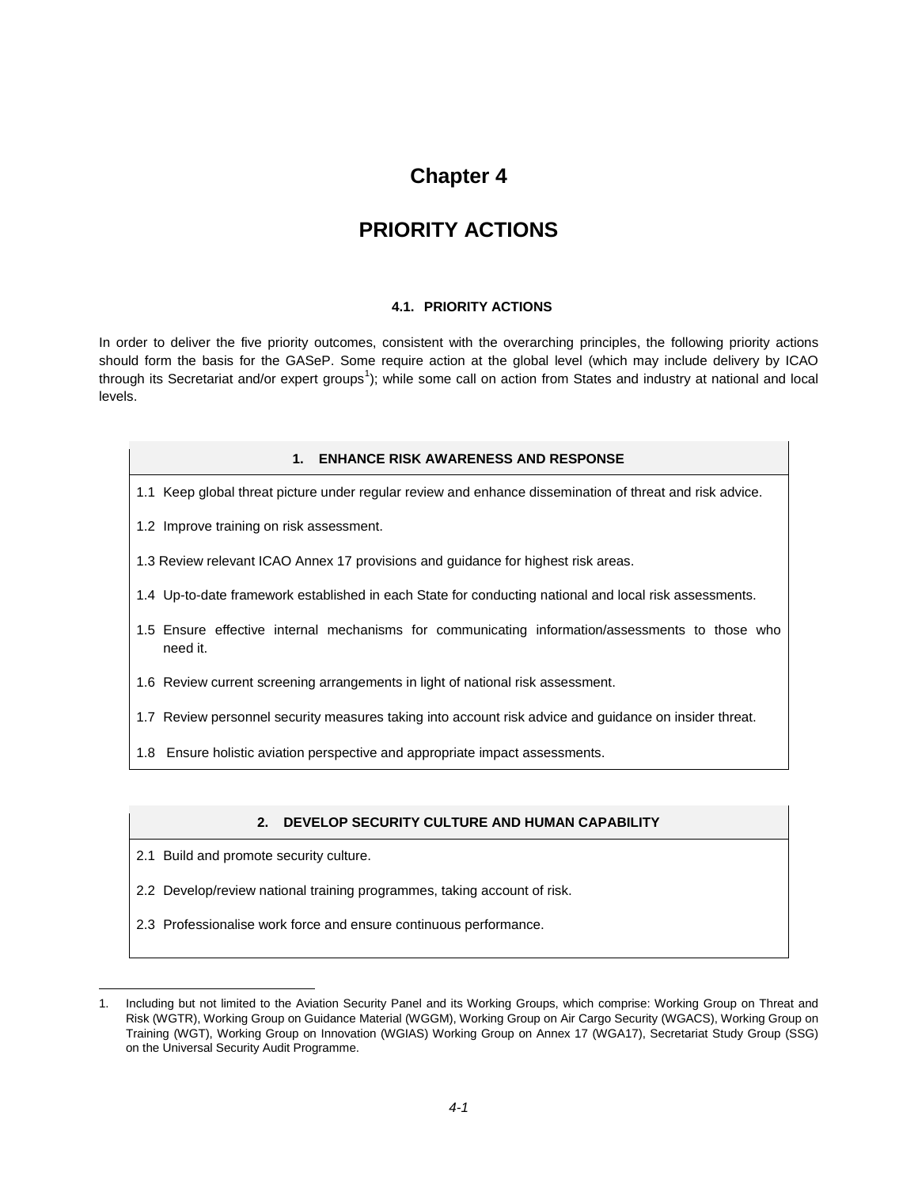# Chapter 4

# PRIORITY ACTIONS

### 4.1. PRIORITY ACTIONS

In order to deliver the five priority outcomes, consistent with the overarching principles, the following priority actions should form the basis for the GASeP. Some require action at the global level (which may include delivery by ICAO through its Secretariat and/or expert groups[1]); while some call on action from States and industry at national and local levels.

| 1. ENHANCE RISK AWARENESS AND RESPONSE |
|---|
| 1.1 Keep global threat picture under regular review and enhance dissemination of threat and risk advice. |
| 1.2 Improve training on risk assessment. |
| 1.3 Review relevant ICAO Annex 17 provisions and guidance for highest risk areas. |
| 1.4 Up-to-date framework established in each State for conducting national and local risk assessments. |
| 1.5 Ensure effective internal mechanisms for communicating information/assessments to those who need it. |
| 1.6 Review current screening arrangements in light of national risk assessment. |
| 1.7 Review personnel security measures taking into account risk advice and guidance on insider threat. |
| 1.8 Ensure holistic aviation perspective and appropriate impact assessments. |

| 2. DEVELOP SECURITY CULTURE AND HUMAN CAPABILITY |
|---|
| 2.1 Build and promote security culture. |
| 2.2 Develop/review national training programmes, taking account of risk. |
| 2.3 Professionalise work force and ensure continuous performance. |

1. Including but not limited to the Aviation Security Panel and its Working Groups, which comprise: Working Group on Threat and Risk (WGTR), Working Group on Guidance Material (WGGM), Working Group on Air Cargo Security (WGACS), Working Group on Training (WGT), Working Group on Innovation (WGIAS) Working Group on Annex 17 (WGA17), Secretariat Study Group (SSG) on the Universal Security Audit Programme.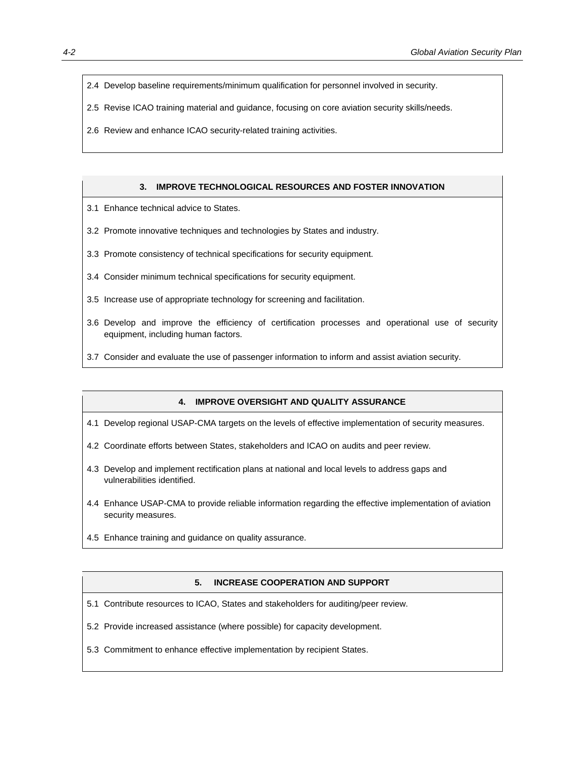2.4 Develop baseline requirements/minimum qualification for personnel involved in security.

2.5 Revise ICAO training material and guidance, focusing on core aviation security skills/needs.

2.6 Review and enhance ICAO security-related training activities.

### 3. IMPROVE TECHNOLOGICAL RESOURCES AND FOSTER INNOVATION

3.1 Enhance technical advice to States.

3.2 Promote innovative techniques and technologies by States and industry.

3.3 Promote consistency of technical specifications for security equipment.

3.4 Consider minimum technical specifications for security equipment.

3.5 Increase use of appropriate technology for screening and facilitation.

3.6 Develop and improve the efficiency of certification processes and operational use of security equipment, including human factors.

3.7 Consider and evaluate the use of passenger information to inform and assist aviation security.

### 4. IMPROVE OVERSIGHT AND QUALITY ASSURANCE

4.1 Develop regional USAP-CMA targets on the levels of effective implementation of security measures.

4.2 Coordinate efforts between States, stakeholders and ICAO on audits and peer review.

4.3 Develop and implement rectification plans at national and local levels to address gaps and vulnerabilities identified.

4.4 Enhance USAP-CMA to provide reliable information regarding the effective implementation of aviation security measures.

4.5 Enhance training and guidance on quality assurance.

### 5. INCREASE COOPERATION AND SUPPORT

5.1 Contribute resources to ICAO, States and stakeholders for auditing/peer review.

5.2 Provide increased assistance (where possible) for capacity development.

5.3 Commitment to enhance effective implementation by recipient States.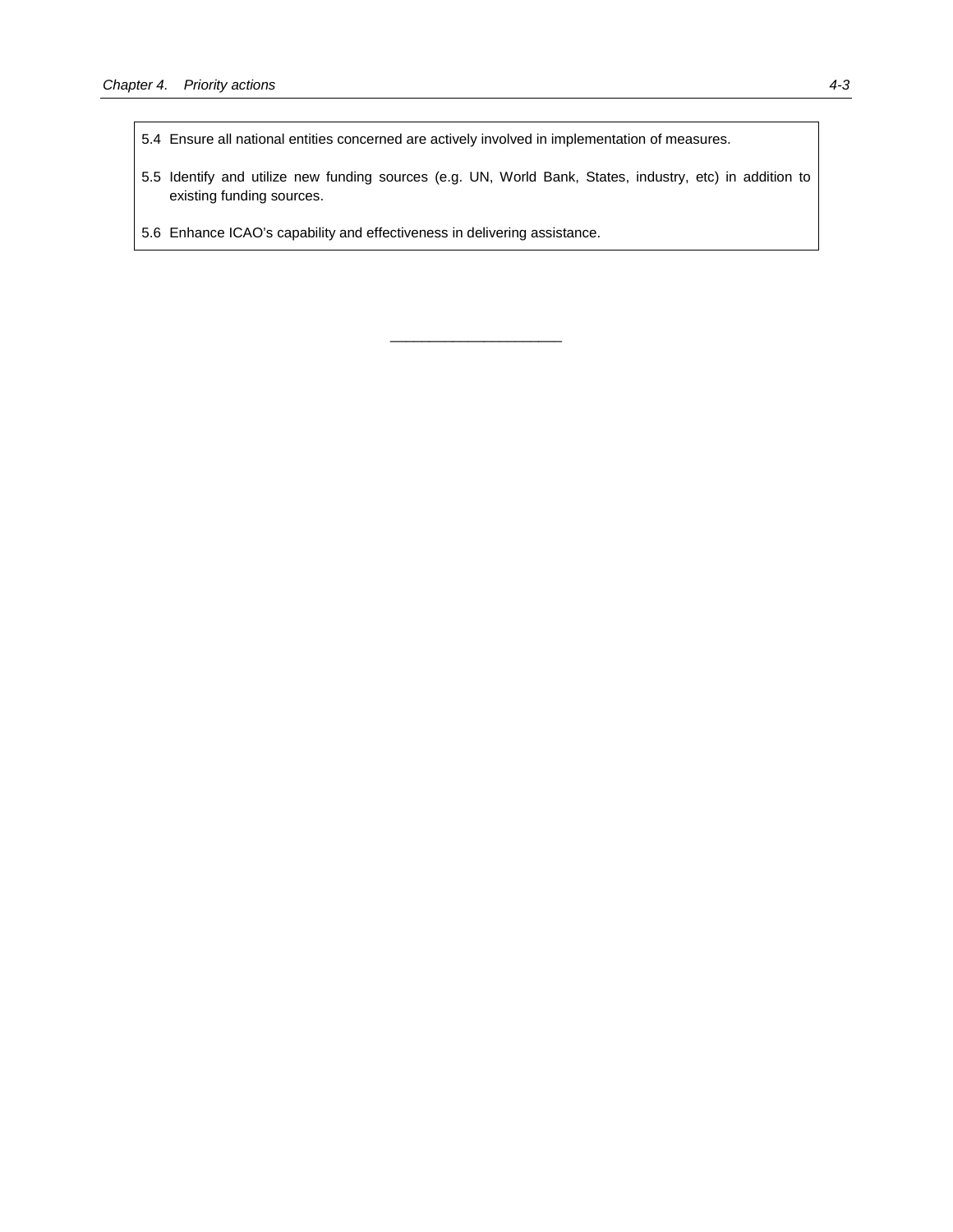5.4 Ensure all national entities concerned are actively involved in implementation of measures.

5.5 Identify and utilize new funding sources (e.g. UN, World Bank, States, industry, etc) in addition to existing funding sources.

5.6 Enhance ICAO's capability and effectiveness in delivering assistance.

---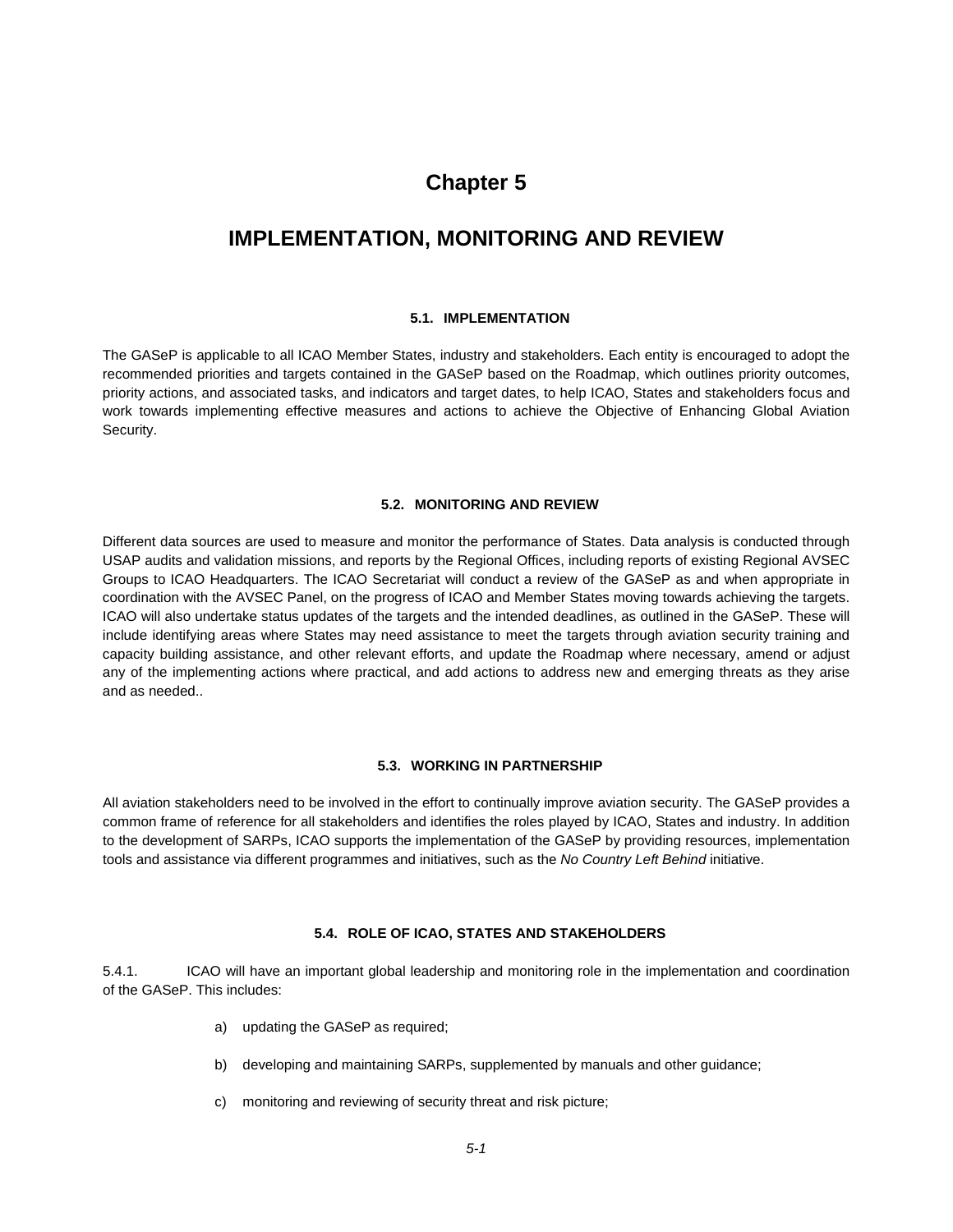# Chapter 5

# IMPLEMENTATION, MONITORING AND REVIEW

### 5.1. IMPLEMENTATION

The GASeP is applicable to all ICAO Member States, industry and stakeholders. Each entity is encouraged to adopt the recommended priorities and targets contained in the GASeP based on the Roadmap, which outlines priority outcomes, priority actions, and associated tasks, and indicators and target dates, to help ICAO, States and stakeholders focus and work towards implementing effective measures and actions to achieve the Objective of Enhancing Global Aviation Security.

### 5.2. MONITORING AND REVIEW

Different data sources are used to measure and monitor the performance of States. Data analysis is conducted through USAP audits and validation missions, and reports by the Regional Offices, including reports of existing Regional AVSEC Groups to ICAO Headquarters. The ICAO Secretariat will conduct a review of the GASeP as and when appropriate in coordination with the AVSEC Panel, on the progress of ICAO and Member States moving towards achieving the targets. ICAO will also undertake status updates of the targets and the intended deadlines, as outlined in the GASeP. These will include identifying areas where States may need assistance to meet the targets through aviation security training and capacity building assistance, and other relevant efforts, and update the Roadmap where necessary, amend or adjust any of the implementing actions where practical, and add actions to address new and emerging threats as they arise and as needed..

### 5.3. WORKING IN PARTNERSHIP

All aviation stakeholders need to be involved in the effort to continually improve aviation security. The GASeP provides a common frame of reference for all stakeholders and identifies the roles played by ICAO, States and industry. In addition to the development of SARPs, ICAO supports the implementation of the GASeP by providing resources, implementation tools and assistance via different programmes and initiatives, such as the *No Country Left Behind* initiative.

### 5.4. ROLE OF ICAO, STATES AND STAKEHOLDERS

5.4.1. ICAO will have an important global leadership and monitoring role in the implementation and coordination of the GASeP. This includes:

a) updating the GASeP as required;

b) developing and maintaining SARPs, supplemented by manuals and other guidance;

c) monitoring and reviewing of security threat and risk picture;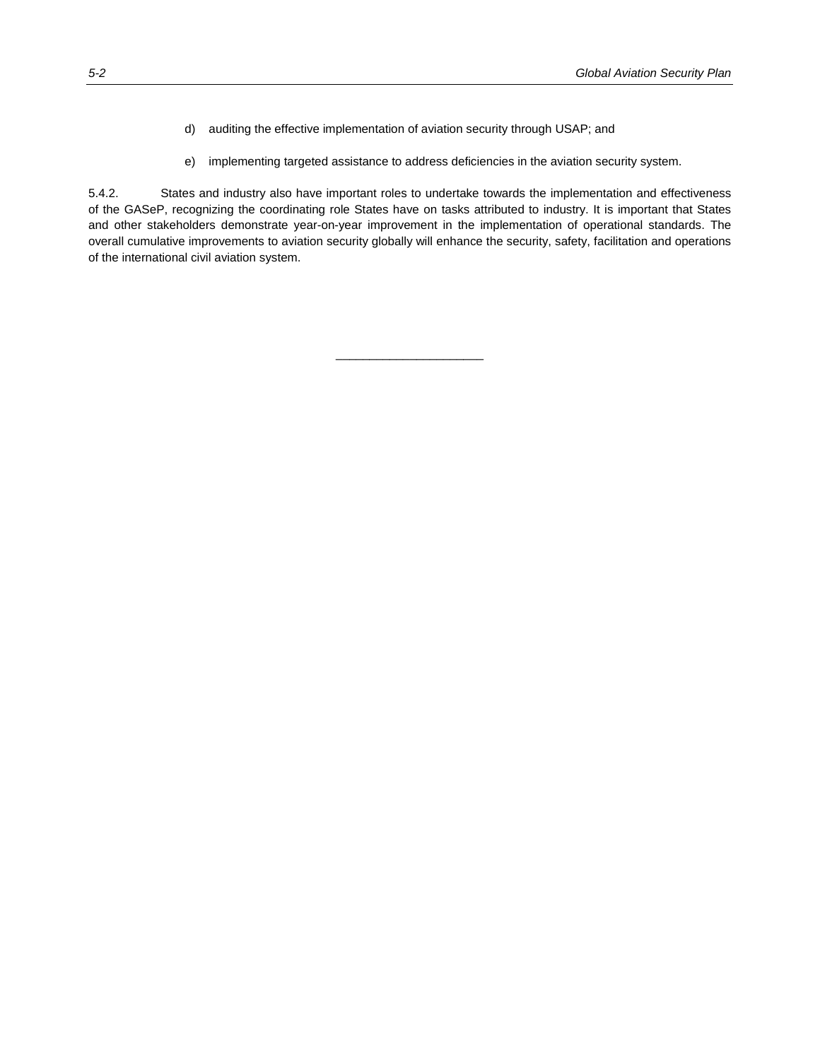d) auditing the effective implementation of aviation security through USAP; and

e) implementing targeted assistance to address deficiencies in the aviation security system.

5.4.2. States and industry also have important roles to undertake towards the implementation and effectiveness of the GASeP, recognizing the coordinating role States have on tasks attributed to industry. It is important that States and other stakeholders demonstrate year-on-year improvement in the implementation of operational standards. The overall cumulative improvements to aviation security globally will enhance the security, safety, facilitation and operations of the international civil aviation system.

______________________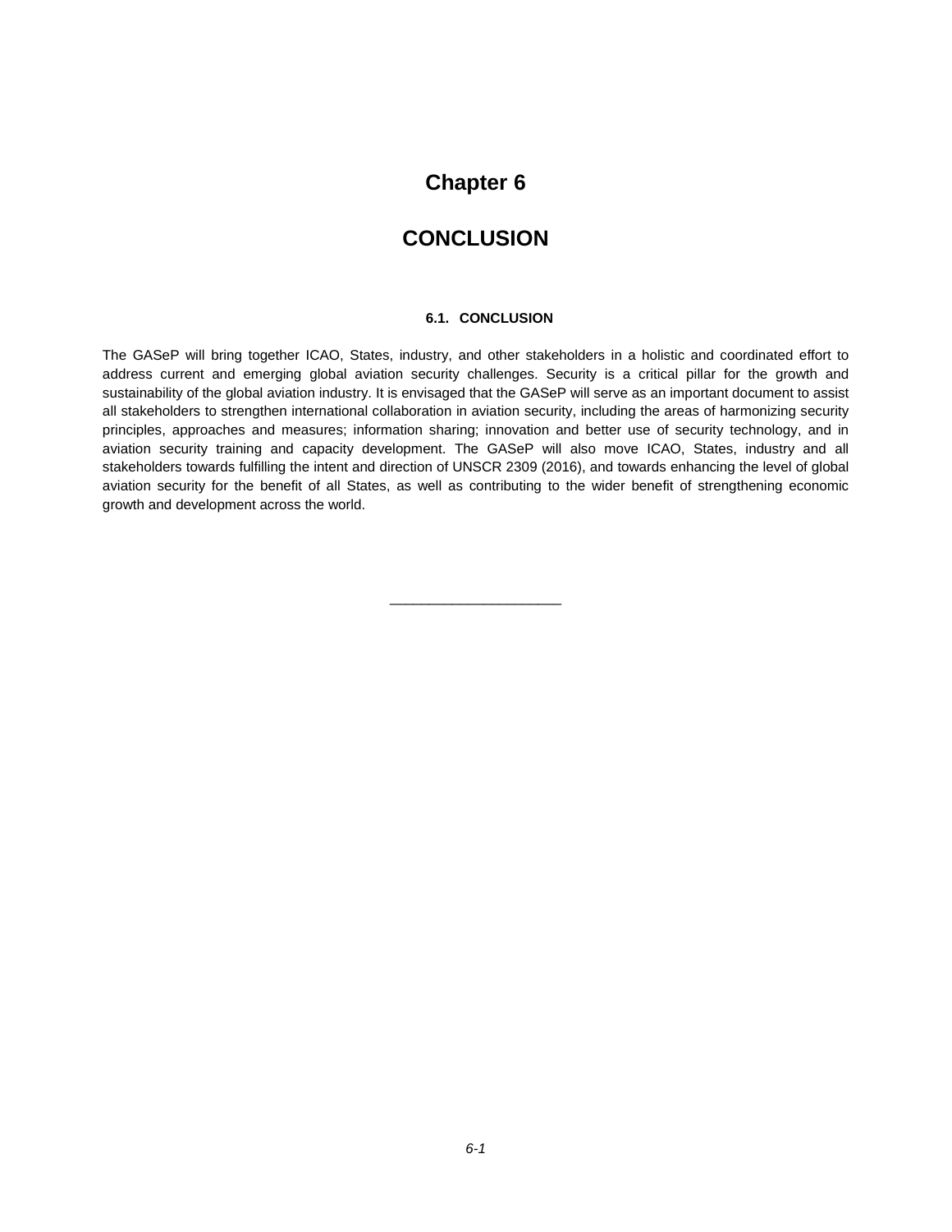# Chapter 6

# CONCLUSION

### 6.1. CONCLUSION

The GASeP will bring together ICAO, States, industry, and other stakeholders in a holistic and coordinated effort to address current and emerging global aviation security challenges. Security is a critical pillar for the growth and sustainability of the global aviation industry. It is envisaged that the GASeP will serve as an important document to assist all stakeholders to strengthen international collaboration in aviation security, including the areas of harmonizing security principles, approaches and measures; information sharing; innovation and better use of security technology, and in aviation security training and capacity development. The GASeP will also move ICAO, States, industry and all stakeholders towards fulfilling the intent and direction of UNSCR 2309 (2016), and towards enhancing the level of global aviation security for the benefit of all States, as well as contributing to the wider benefit of strengthening economic growth and development across the world.

______________________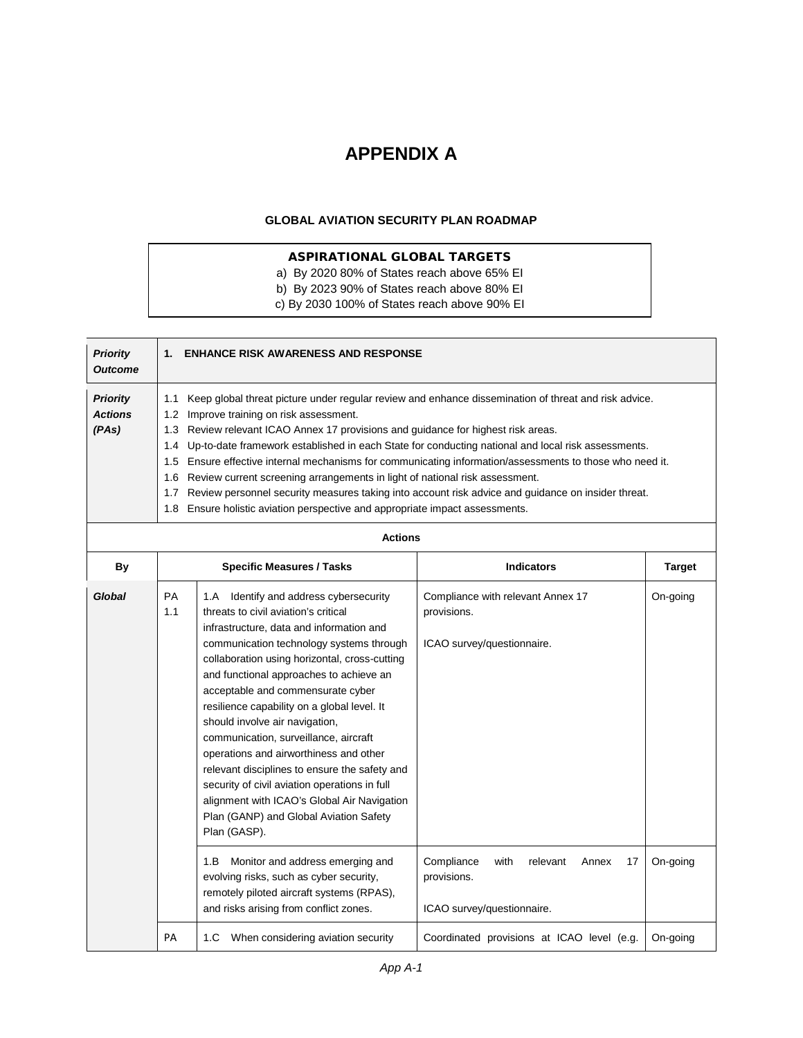# APPENDIX A

## GLOBAL AVIATION SECURITY PLAN ROADMAP

**ASPIRATIONAL GLOBAL TARGETS**

a) By 2020 80% of States reach above 65% EI

b) By 2023 90% of States reach above 80% EI

c) By 2030 100% of States reach above 90% EI

| ***Priority Outcome*** | **1. ENHANCE RISK AWARENESS AND RESPONSE** | | | |
|---|---|---|---|---|
| ***Priority Actions (PAs)*** | 1.1 Keep global threat picture under regular review and enhance dissemination of threat and risk advice.<br>1.2 Improve training on risk assessment.<br>1.3 Review relevant ICAO Annex 17 provisions and guidance for highest risk areas.<br>1.4 Up-to-date framework established in each State for conducting national and local risk assessments.<br>1.5 Ensure effective internal mechanisms for communicating information/assessments to those who need it.<br>1.6 Review current screening arrangements in light of national risk assessment.<br>1.7 Review personnel security measures taking into account risk advice and guidance on insider threat.<br>1.8 Ensure holistic aviation perspective and appropriate impact assessments. | | | |
| **Actions** | | | | |
| **By** | | **Specific Measures / Tasks** | **Indicators** | **Target** |
| ***Global*** | PA 1.1 | 1.A Identify and address cybersecurity threats to civil aviation's critical infrastructure, data and information and communication technology systems through collaboration using horizontal, cross-cutting and functional approaches to achieve an acceptable and commensurate cyber resilience capability on a global level. It should involve air navigation, communication, surveillance, aircraft operations and airworthiness and other relevant disciplines to ensure the safety and security of civil aviation operations in full alignment with ICAO's Global Air Navigation Plan (GANP) and Global Aviation Safety Plan (GASP). | Compliance with relevant Annex 17 provisions.<br><br>ICAO survey/questionnaire. | On-going |
| | | 1.B Monitor and address emerging and evolving risks, such as cyber security, remotely piloted aircraft systems (RPAS), and risks arising from conflict zones. | Compliance with relevant Annex 17 provisions.<br><br>ICAO survey/questionnaire. | On-going |
| | PA | 1.C When considering aviation security | Coordinated provisions at ICAO level (e.g. | On-going |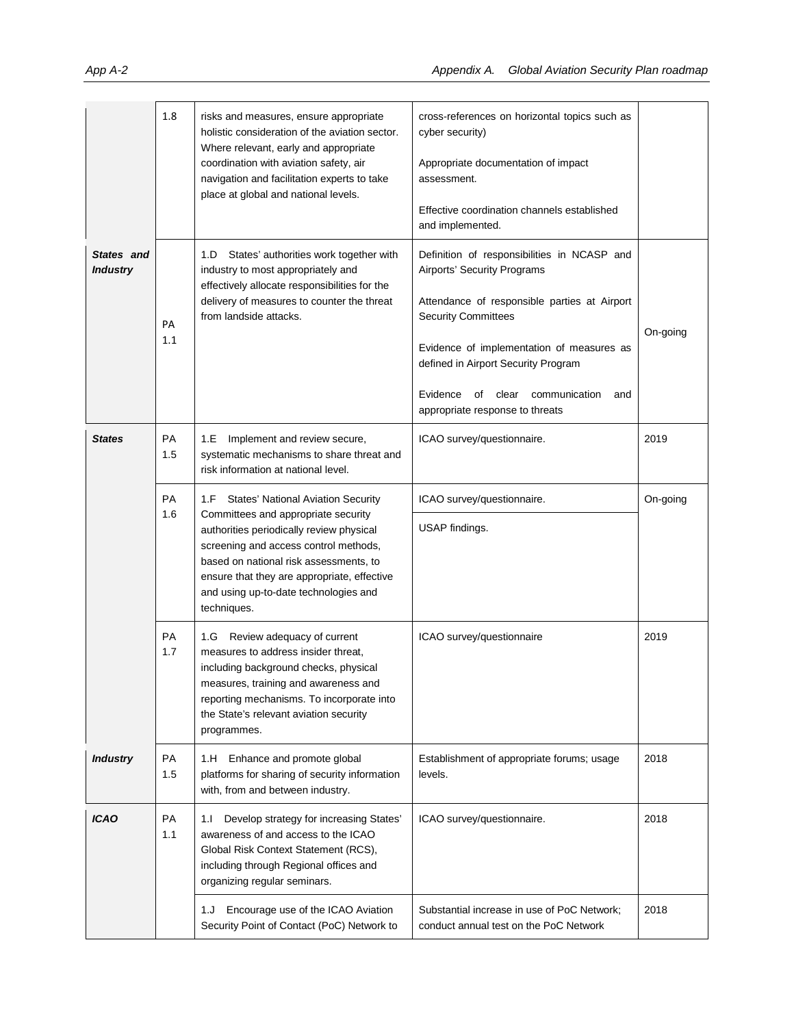| | | | | |
|---|---|---|---|---|
| | 1.8 | risks and measures, ensure appropriate holistic consideration of the aviation sector. Where relevant, early and appropriate coordination with aviation safety, air navigation and facilitation experts to take place at global and national levels. | cross-references on horizontal topics such as cyber security)<br><br>Appropriate documentation of impact assessment.<br><br>Effective coordination channels established and implemented. | |
| ***States and Industry*** | PA 1.1 | 1.D States' authorities work together with industry to most appropriately and effectively allocate responsibilities for the delivery of measures to counter the threat from landside attacks. | Definition of responsibilities in NCASP and Airports' Security Programs<br><br>Attendance of responsible parties at Airport Security Committees<br><br>Evidence of implementation of measures as defined in Airport Security Program<br><br>Evidence of clear communication and appropriate response to threats | On-going |
| ***States*** | PA 1.5 | 1.E Implement and review secure, systematic mechanisms to share threat and risk information at national level. | ICAO survey/questionnaire. | 2019 |
| | PA 1.6 | 1.F States' National Aviation Security Committees and appropriate security authorities periodically review physical screening and access control methods, based on national risk assessments, to ensure that they are appropriate, effective and using up-to-date technologies and techniques. | ICAO survey/questionnaire.<br><br>USAP findings. | On-going |
| | PA 1.7 | 1.G Review adequacy of current measures to address insider threat, including background checks, physical measures, training and awareness and reporting mechanisms. To incorporate into the State's relevant aviation security programmes. | ICAO survey/questionnaire | 2019 |
| ***Industry*** | PA 1.5 | 1.H Enhance and promote global platforms for sharing of security information with, from and between industry. | Establishment of appropriate forums; usage levels. | 2018 |
| ***ICAO*** | PA 1.1 | 1.I Develop strategy for increasing States' awareness of and access to the ICAO Global Risk Context Statement (RCS), including through Regional offices and organizing regular seminars. | ICAO survey/questionnaire. | 2018 |
| | | 1.J Encourage use of the ICAO Aviation Security Point of Contact (PoC) Network to | Substantial increase in use of PoC Network; conduct annual test on the PoC Network | 2018 |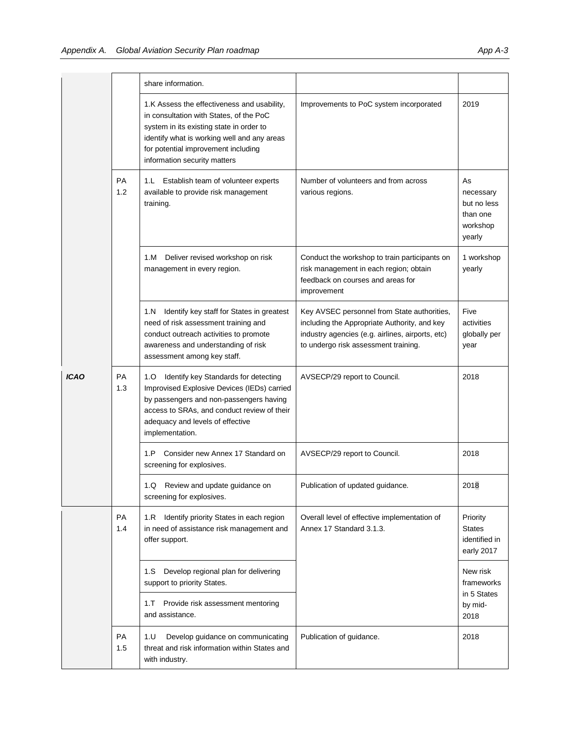| | | | | |
|---|---|---|---|---|
| | | share information. | | |
| | | 1.K Assess the effectiveness and usability, in consultation with States, of the PoC system in its existing state in order to identify what is working well and any areas for potential improvement including information security matters | Improvements to PoC system incorporated | 2019 |
| | PA 1.2 | 1.L Establish team of volunteer experts available to provide risk management training. | Number of volunteers and from across various regions. | As necessary but no less than one workshop yearly |
| | | 1.M Deliver revised workshop on risk management in every region. | Conduct the workshop to train participants on risk management in each region; obtain feedback on courses and areas for improvement | 1 workshop yearly |
| | | 1.N Identify key staff for States in greatest need of risk assessment training and conduct outreach activities to promote awareness and understanding of risk assessment among key staff. | Key AVSEC personnel from State authorities, including the Appropriate Authority, and key industry agencies (e.g. airlines, airports, etc) to undergo risk assessment training. | Five activities globally per year |
| ***ICAO*** | PA 1.3 | 1.O Identify key Standards for detecting Improvised Explosive Devices (IEDs) carried by passengers and non-passengers having access to SRAs, and conduct review of their adequacy and levels of effective implementation. | AVSECP/29 report to Council. | 2018 |
| | | 1.P Consider new Annex 17 Standard on screening for explosives. | AVSECP/29 report to Council. | 2018 |
| | | 1.Q Review and update guidance on screening for explosives. | Publication of updated guidance. | 2018 |
| | PA 1.4 | 1.R Identify priority States in each region in need of assistance risk management and offer support. | Overall level of effective implementation of Annex 17 Standard 3.1.3. | Priority States identified in early 2017 |
| | | 1.S Develop regional plan for delivering support to priority States. | | New risk frameworks in 5 States by mid-2018 |
| | | 1.T Provide risk assessment mentoring and assistance. | | |
| | PA 1.5 | 1.U Develop guidance on communicating threat and risk information within States and with industry. | Publication of guidance. | 2018 |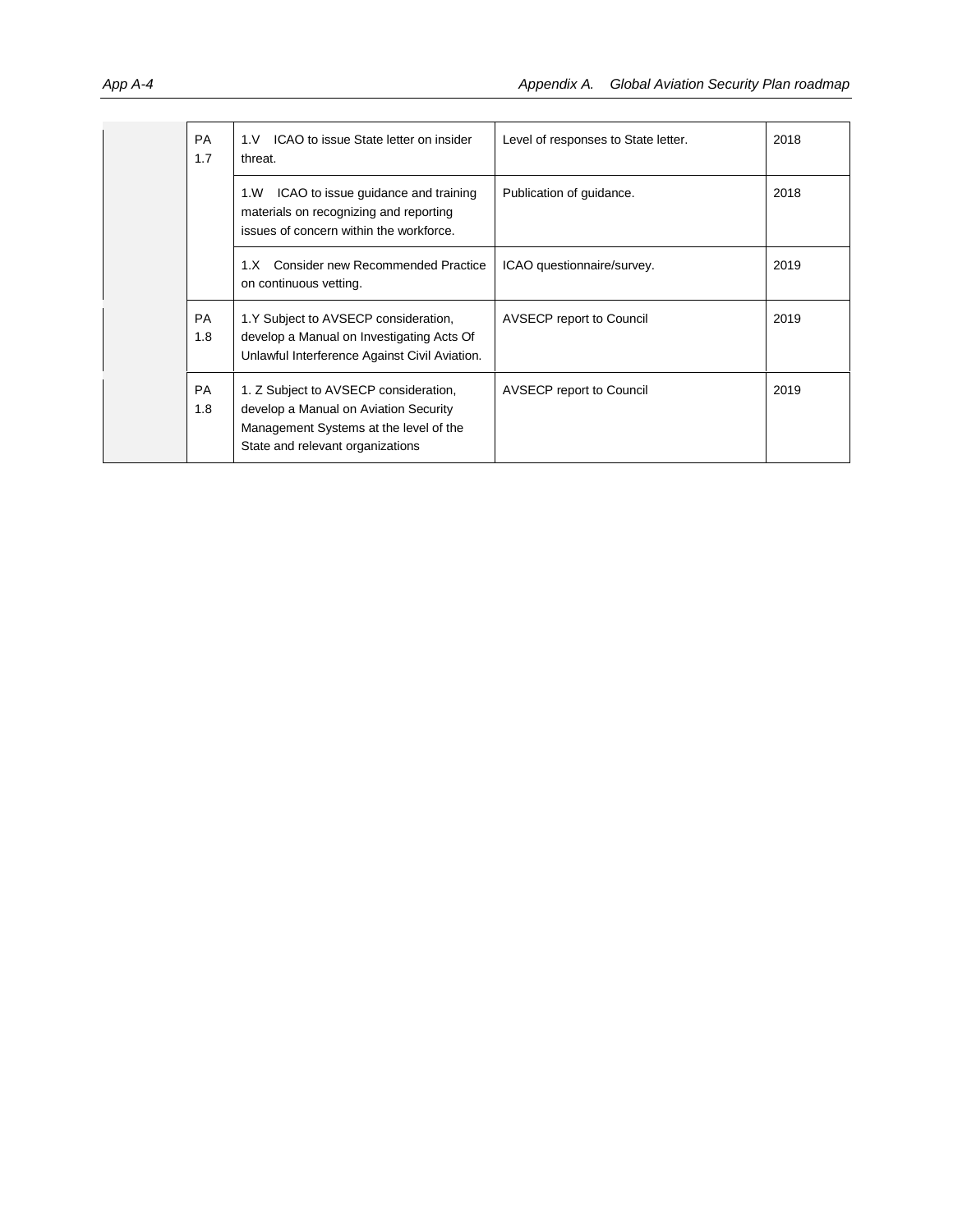| | | | | |
|---|---|---|---|---|
| | PA 1.7 | 1.V ICAO to issue State letter on insider threat. | Level of responses to State letter. | 2018 |
| | | 1.W ICAO to issue guidance and training materials on recognizing and reporting issues of concern within the workforce. | Publication of guidance. | 2018 |
| | | 1.X Consider new Recommended Practice on continuous vetting. | ICAO questionnaire/survey. | 2019 |
| | PA 1.8 | 1.Y Subject to AVSECP consideration, develop a Manual on Investigating Acts Of Unlawful Interference Against Civil Aviation. | AVSECP report to Council | 2019 |
| | PA 1.8 | 1. Z Subject to AVSECP consideration, develop a Manual on Aviation Security Management Systems at the level of the State and relevant organizations | AVSECP report to Council | 2019 |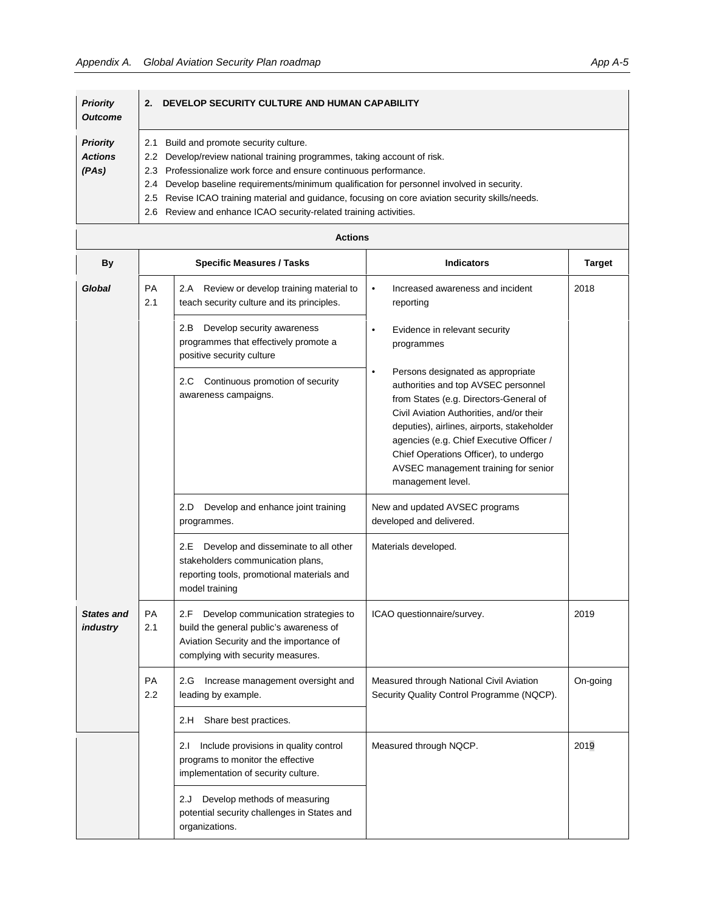| *Priority Outcome* | **2. DEVELOP SECURITY CULTURE AND HUMAN CAPABILITY** |
|---|---|
| *Priority Actions (PAs)* | 2.1 Build and promote security culture.<br>2.2 Develop/review national training programmes, taking account of risk.<br>2.3 Professionalize work force and ensure continuous performance.<br>2.4 Develop baseline requirements/minimum qualification for personnel involved in security.<br>2.5 Revise ICAO training material and guidance, focusing on core aviation security skills/needs.<br>2.6 Review and enhance ICAO security-related training activities. |

**Actions**

| By | | Specific Measures / Tasks | Indicators | Target |
|---|---|---|---|---|
| *Global* | PA 2.1 | 2.A Review or develop training material to teach security culture and its principles. | • Increased awareness and incident reporting | 2018 |
| | | 2.B Develop security awareness programmes that effectively promote a positive security culture | • Evidence in relevant security programmes | |
| | | 2.C Continuous promotion of security awareness campaigns. | • Persons designated as appropriate authorities and top AVSEC personnel from States (e.g. Directors-General of Civil Aviation Authorities, and/or their deputies), airlines, airports, stakeholder agencies (e.g. Chief Executive Officer / Chief Operations Officer), to undergo AVSEC management training for senior management level. | |
| | | 2.D Develop and enhance joint training programmes. | New and updated AVSEC programs developed and delivered. | |
| | | 2.E Develop and disseminate to all other stakeholders communication plans, reporting tools, promotional materials and model training | Materials developed. | |
| *States and industry* | PA 2.1 | 2.F Develop communication strategies to build the general public's awareness of Aviation Security and the importance of complying with security measures. | ICAO questionnaire/survey. | 2019 |
| | PA 2.2 | 2.G Increase management oversight and leading by example. | Measured through National Civil Aviation Security Quality Control Programme (NQCP). | On-going |
| | | 2.H Share best practices. | | |
| | | 2.I Include provisions in quality control programs to monitor the effective implementation of security culture. | Measured through NQCP. | 2019 |
| | | 2.J Develop methods of measuring potential security challenges in States and organizations. | | |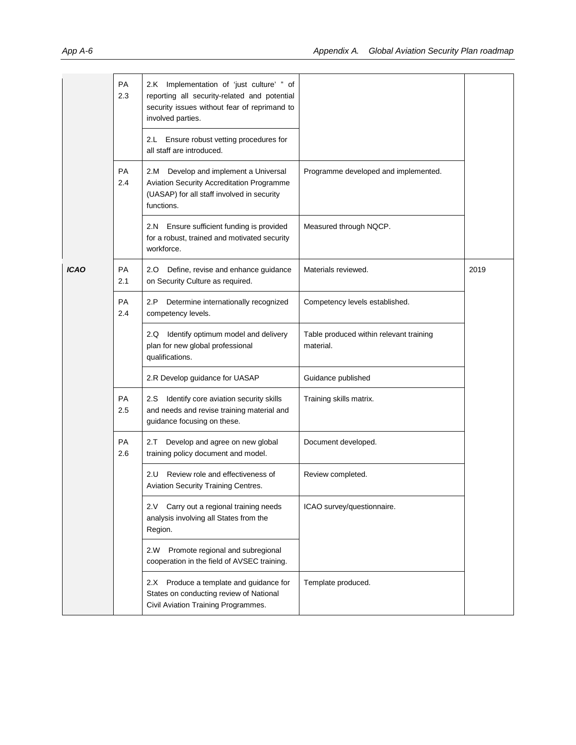| | | | | |
|---|---|---|---|---|
| | PA 2.3 | 2.K Implementation of 'just culture' " of reporting all security-related and potential security issues without fear of reprimand to involved parties. | | |
| | | 2.L Ensure robust vetting procedures for all staff are introduced. | | |
| | PA 2.4 | 2.M Develop and implement a Universal Aviation Security Accreditation Programme (UASAP) for all staff involved in security functions. | Programme developed and implemented. | |
| | | 2.N Ensure sufficient funding is provided for a robust, trained and motivated security workforce. | Measured through NQCP. | |
| ***ICAO*** | PA 2.1 | 2.O Define, revise and enhance guidance on Security Culture as required. | Materials reviewed. | 2019 |
| | PA 2.4 | 2.P Determine internationally recognized competency levels. | Competency levels established. | |
| | | 2.Q Identify optimum model and delivery plan for new global professional qualifications. | Table produced within relevant training material. | |
| | | 2.R Develop guidance for UASAP | Guidance published | |
| | PA 2.5 | 2.S Identify core aviation security skills and needs and revise training material and guidance focusing on these. | Training skills matrix. | |
| | PA 2.6 | 2.T Develop and agree on new global training policy document and model. | Document developed. | |
| | | 2.U Review role and effectiveness of Aviation Security Training Centres. | Review completed. | |
| | | 2.V Carry out a regional training needs analysis involving all States from the Region. | ICAO survey/questionnaire. | |
| | | 2.W Promote regional and subregional cooperation in the field of AVSEC training. | | |
| | | 2.X Produce a template and guidance for States on conducting review of National Civil Aviation Training Programmes. | Template produced. | |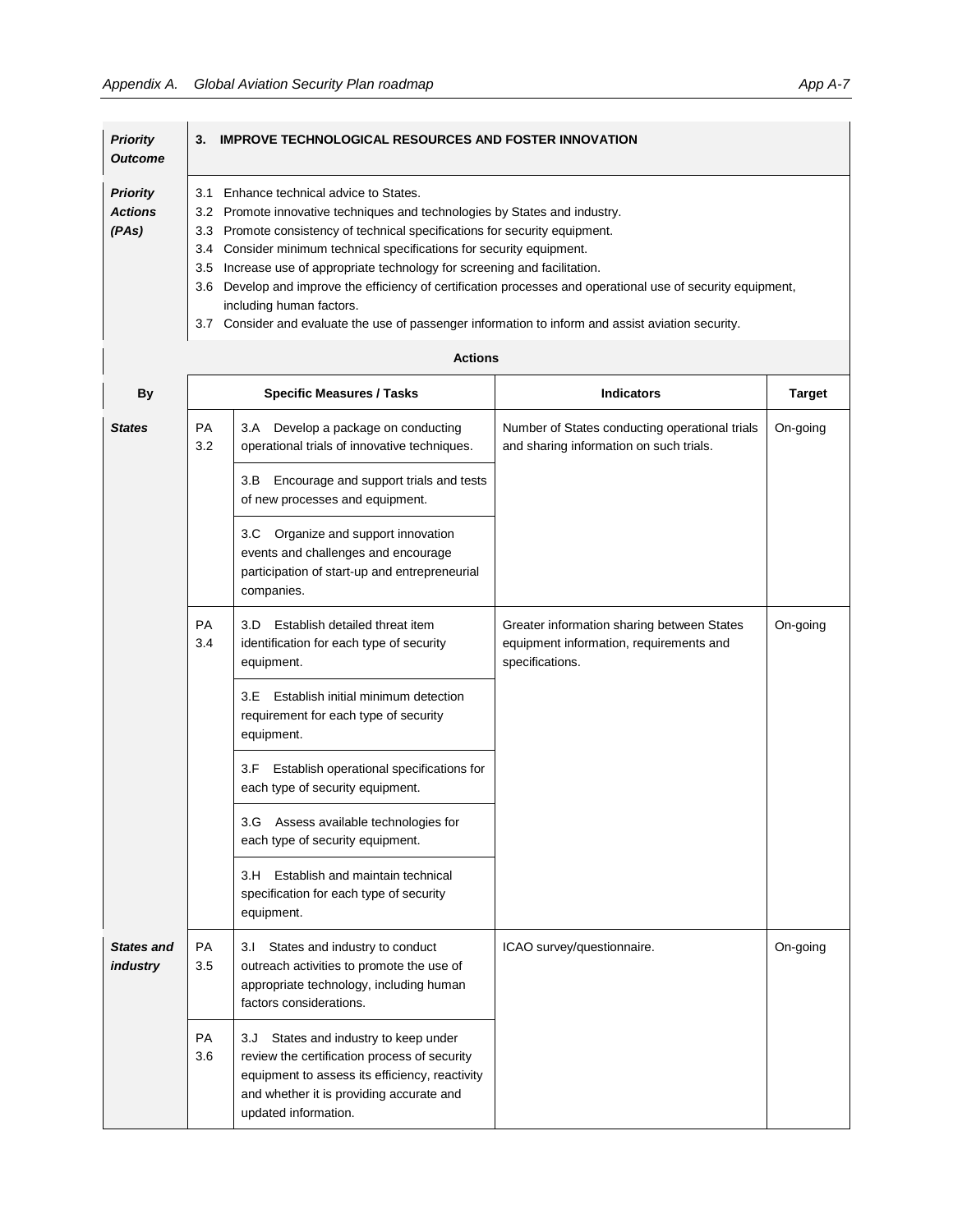| *Priority Outcome* | **3. IMPROVE TECHNOLOGICAL RESOURCES AND FOSTER INNOVATION** | | | |
|---|---|---|---|---|
| ***Priority Actions (PAs)*** | 3.1 Enhance technical advice to States.<br>3.2 Promote innovative techniques and technologies by States and industry.<br>3.3 Promote consistency of technical specifications for security equipment.<br>3.4 Consider minimum technical specifications for security equipment.<br>3.5 Increase use of appropriate technology for screening and facilitation.<br>3.6 Develop and improve the efficiency of certification processes and operational use of security equipment, including human factors.<br>3.7 Consider and evaluate the use of passenger information to inform and assist aviation security. | | | |
| | **Actions** | | | |
| **By** | **Specific Measures / Tasks** | | **Indicators** | **Target** |
| ***States*** | PA 3.2 | 3.A Develop a package on conducting operational trials of innovative techniques. | Number of States conducting operational trials and sharing information on such trials. | On-going |
| | | 3.B Encourage and support trials and tests of new processes and equipment. | | |
| | | 3.C Organize and support innovation events and challenges and encourage participation of start-up and entrepreneurial companies. | | |
| | PA 3.4 | 3.D Establish detailed threat item identification for each type of security equipment. | Greater information sharing between States equipment information, requirements and specifications. | On-going |
| | | 3.E Establish initial minimum detection requirement for each type of security equipment. | | |
| | | 3.F Establish operational specifications for each type of security equipment. | | |
| | | 3.G Assess available technologies for each type of security equipment. | | |
| | | 3.H Establish and maintain technical specification for each type of security equipment. | | |
| ***States and industry*** | PA 3.5 | 3.I States and industry to conduct outreach activities to promote the use of appropriate technology, including human factors considerations. | ICAO survey/questionnaire. | On-going |
| | PA 3.6 | 3.J States and industry to keep under review the certification process of security equipment to assess its efficiency, reactivity and whether it is providing accurate and updated information. | | |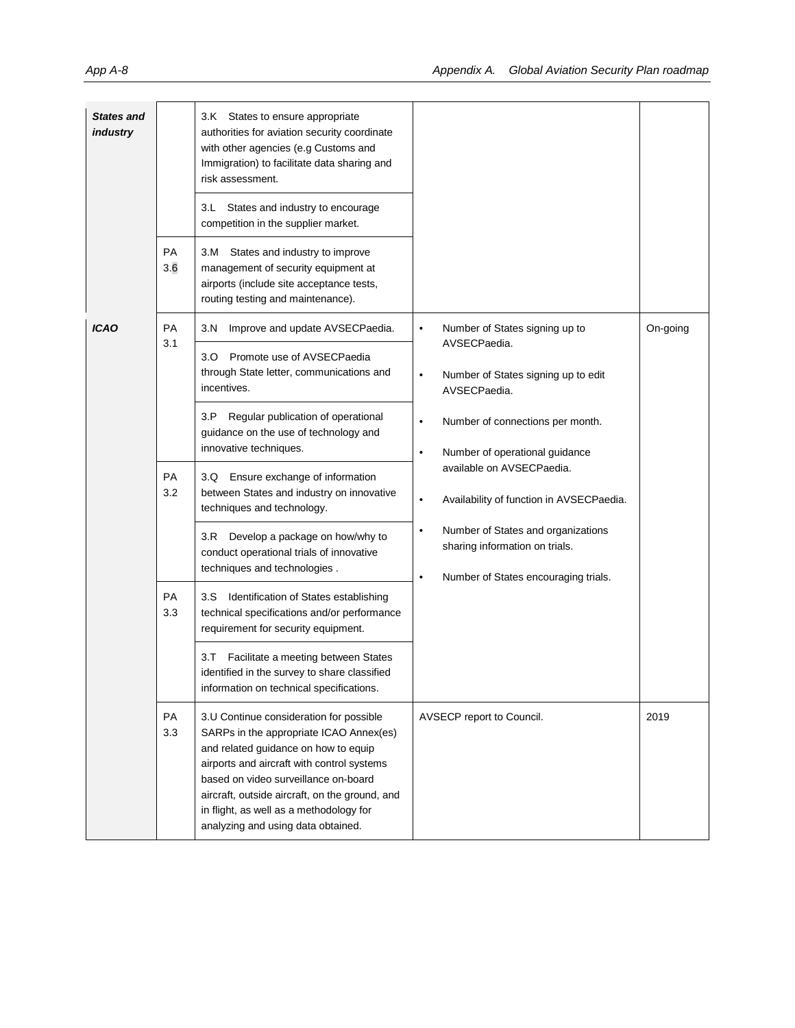| | | | | |
|---|---|---|---|---|
| ***States and industry*** | | 3.K States to ensure appropriate authorities for aviation security coordinate with other agencies (e.g Customs and Immigration) to facilitate data sharing and risk assessment. | | |
| | | 3.L States and industry to encourage competition in the supplier market. | | |
| | PA 3.6 | 3.M States and industry to improve management of security equipment at airports (include site acceptance tests, routing testing and maintenance). | | |
| ***ICAO*** | PA 3.1 | 3.N Improve and update AVSECPaedia. | • Number of States signing up to AVSECPaedia.<br>• Number of States signing up to edit AVSECPaedia.<br>• Number of connections per month.<br>• Number of operational guidance available on AVSECPaedia.<br>• Availability of function in AVSECPaedia.<br>• Number of States and organizations sharing information on trials.<br>• Number of States encouraging trials. | On-going |
| | | 3.O Promote use of AVSECPaedia through State letter, communications and incentives. | | |
| | | 3.P Regular publication of operational guidance on the use of technology and innovative techniques. | | |
| | PA 3.2 | 3.Q Ensure exchange of information between States and industry on innovative techniques and technology. | | |
| | | 3.R Develop a package on how/why to conduct operational trials of innovative techniques and technologies . | | |
| | PA 3.3 | 3.S Identification of States establishing technical specifications and/or performance requirement for security equipment. | | |
| | | 3.T Facilitate a meeting between States identified in the survey to share classified information on technical specifications. | | |
| | PA 3.3 | 3.U Continue consideration for possible SARPs in the appropriate ICAO Annex(es) and related guidance on how to equip airports and aircraft with control systems based on video surveillance on-board aircraft, outside aircraft, on the ground, and in flight, as well as a methodology for analyzing and using data obtained. | AVSECP report to Council. | 2019 |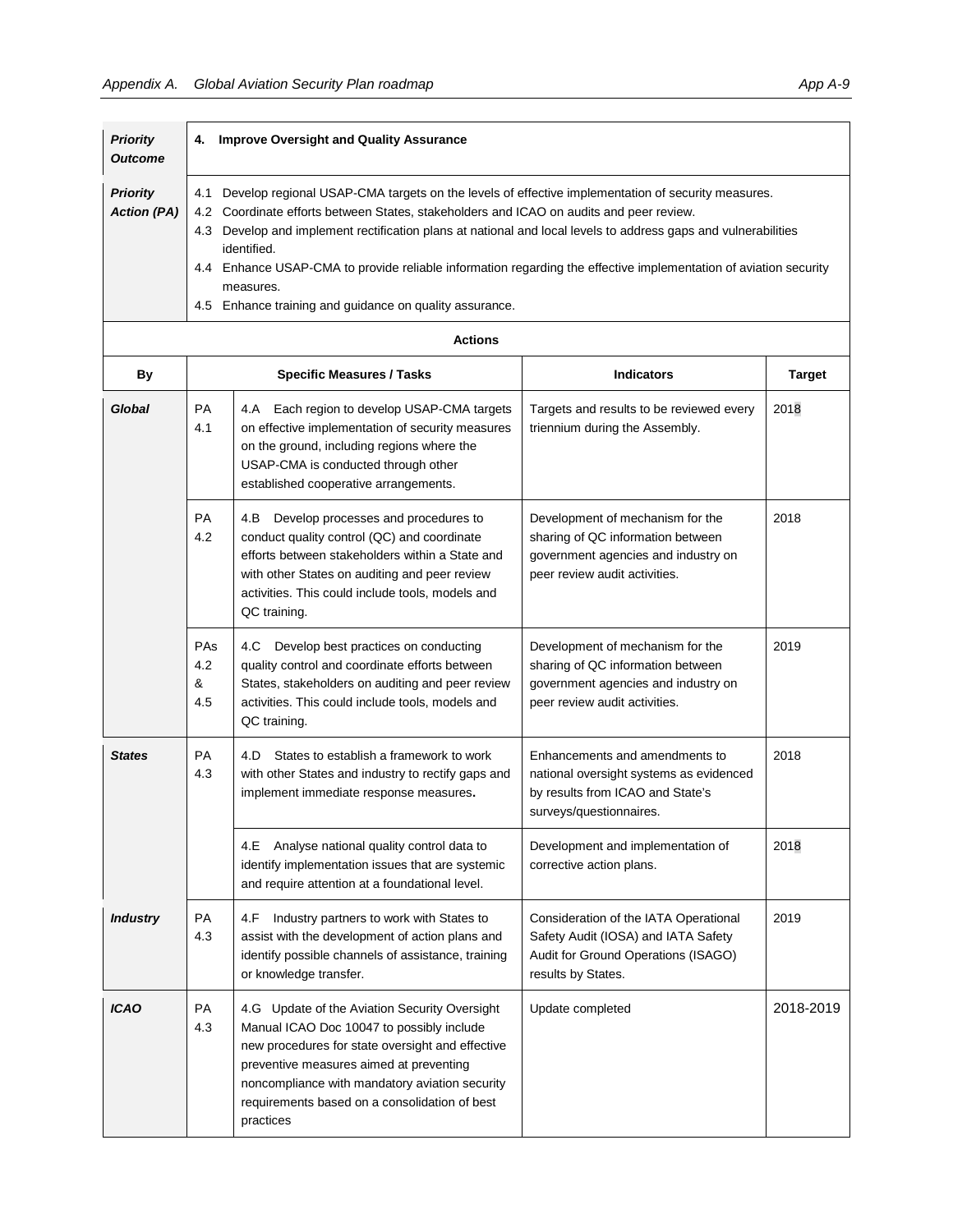| **Priority Outcome** | **4. Improve Oversight and Quality Assurance** |
|---|---|
| **Priority Action (PA)** | 4.1 Develop regional USAP-CMA targets on the levels of effective implementation of security measures.<br>4.2 Coordinate efforts between States, stakeholders and ICAO on audits and peer review.<br>4.3 Develop and implement rectification plans at national and local levels to address gaps and vulnerabilities identified.<br>4.4 Enhance USAP-CMA to provide reliable information regarding the effective implementation of aviation security measures.<br>4.5 Enhance training and guidance on quality assurance. |

**Actions**

| By | | Specific Measures / Tasks | Indicators | Target |
|---|---|---|---|---|
| ***Global*** | PA 4.1 | 4.A Each region to develop USAP-CMA targets on effective implementation of security measures on the ground, including regions where the USAP-CMA is conducted through other established cooperative arrangements. | Targets and results to be reviewed every triennium during the Assembly. | 2018 |
| | PA 4.2 | 4.B Develop processes and procedures to conduct quality control (QC) and coordinate efforts between stakeholders within a State and with other States on auditing and peer review activities. This could include tools, models and QC training. | Development of mechanism for the sharing of QC information between government agencies and industry on peer review audit activities. | 2018 |
| | PAs 4.2 & 4.5 | 4.C Develop best practices on conducting quality control and coordinate efforts between States, stakeholders on auditing and peer review activities. This could include tools, models and QC training. | Development of mechanism for the sharing of QC information between government agencies and industry on peer review audit activities. | 2019 |
| ***States*** | PA 4.3 | 4.D States to establish a framework to work with other States and industry to rectify gaps and implement immediate response measures**.** | Enhancements and amendments to national oversight systems as evidenced by results from ICAO and State's surveys/questionnaires. | 2018 |
| | | 4.E Analyse national quality control data to identify implementation issues that are systemic and require attention at a foundational level. | Development and implementation of corrective action plans. | 2018 |
| ***Industry*** | PA 4.3 | 4.F Industry partners to work with States to assist with the development of action plans and identify possible channels of assistance, training or knowledge transfer. | Consideration of the IATA Operational Safety Audit (IOSA) and IATA Safety Audit for Ground Operations (ISAGO) results by States. | 2019 |
| ***ICAO*** | PA 4.3 | 4.G Update of the Aviation Security Oversight Manual ICAO Doc 10047 to possibly include new procedures for state oversight and effective preventive measures aimed at preventing noncompliance with mandatory aviation security requirements based on a consolidation of best practices | Update completed | 2018-2019 |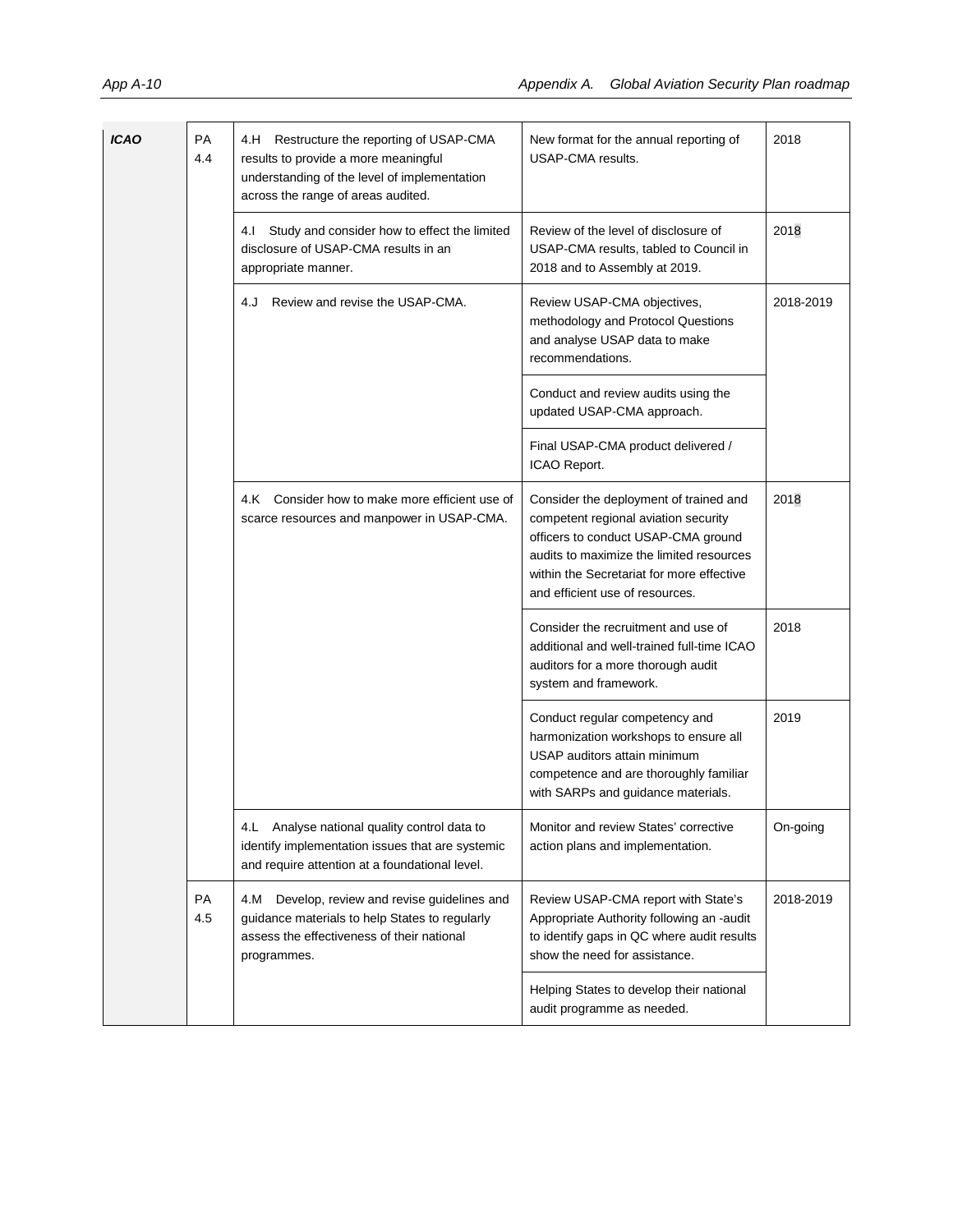| | | | | |
|---|---|---|---|---|
| ***ICAO*** | PA 4.4 | 4.H Restructure the reporting of USAP-CMA results to provide a more meaningful understanding of the level of implementation across the range of areas audited. | New format for the annual reporting of USAP-CMA results. | 2018 |
| | | 4.I Study and consider how to effect the limited disclosure of USAP-CMA results in an appropriate manner. | Review of the level of disclosure of USAP-CMA results, tabled to Council in 2018 and to Assembly at 2019. | 2018 |
| | | 4.J Review and revise the USAP-CMA. | Review USAP-CMA objectives, methodology and Protocol Questions and analyse USAP data to make recommendations. | 2018-2019 |
| | | | Conduct and review audits using the updated USAP-CMA approach. | |
| | | | Final USAP-CMA product delivered / ICAO Report. | |
| | | 4.K Consider how to make more efficient use of scarce resources and manpower in USAP-CMA. | Consider the deployment of trained and competent regional aviation security officers to conduct USAP-CMA ground audits to maximize the limited resources within the Secretariat for more effective and efficient use of resources. | 2018 |
| | | | Consider the recruitment and use of additional and well-trained full-time ICAO auditors for a more thorough audit system and framework. | 2018 |
| | | | Conduct regular competency and harmonization workshops to ensure all USAP auditors attain minimum competence and are thoroughly familiar with SARPs and guidance materials. | 2019 |
| | | 4.L Analyse national quality control data to identify implementation issues that are systemic and require attention at a foundational level. | Monitor and review States' corrective action plans and implementation. | On-going |
| | PA 4.5 | 4.M Develop, review and revise guidelines and guidance materials to help States to regularly assess the effectiveness of their national programmes. | Review USAP-CMA report with State's Appropriate Authority following an -audit to identify gaps in QC where audit results show the need for assistance. | 2018-2019 |
| | | | Helping States to develop their national audit programme as needed. | |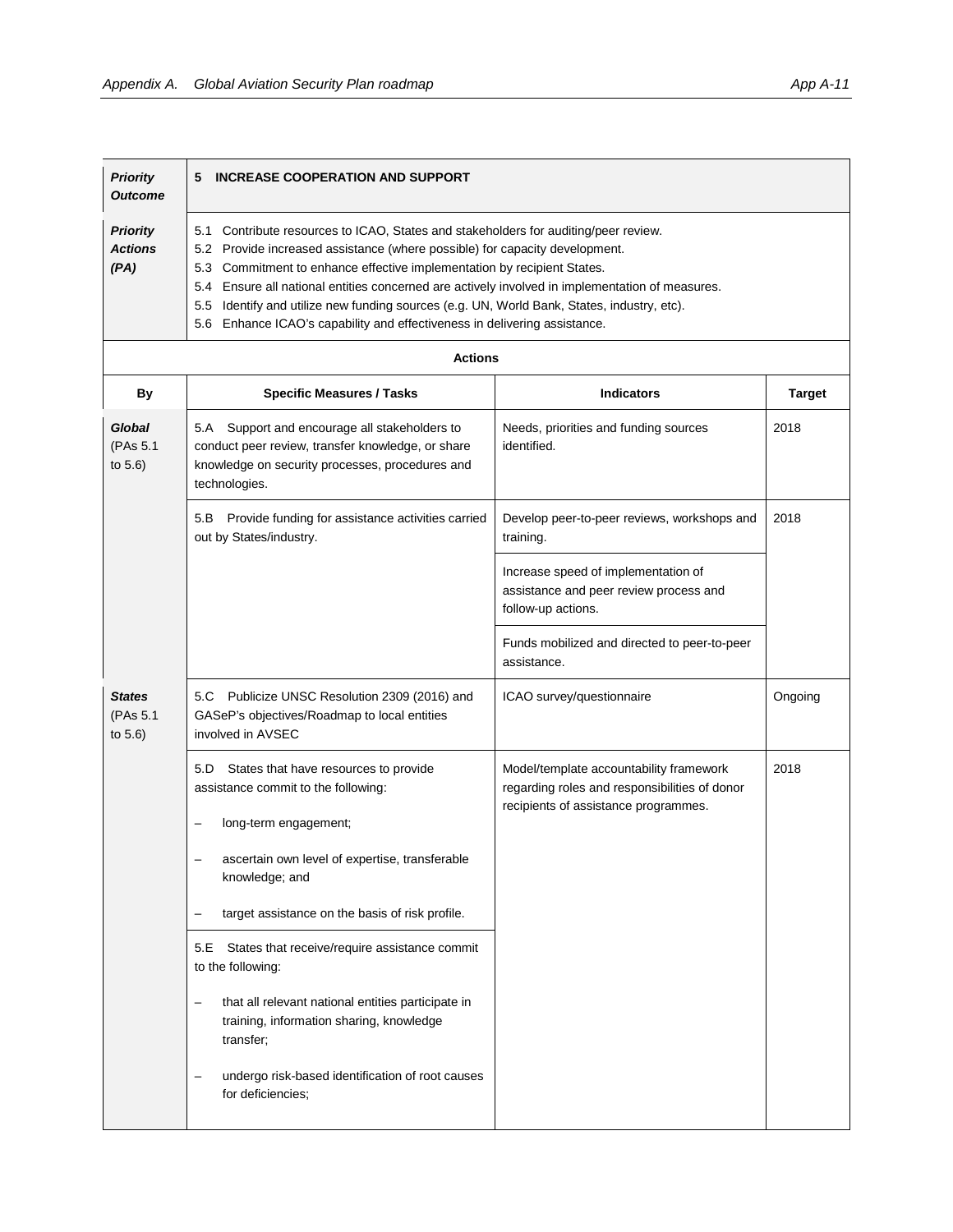| *Priority Outcome* | **5 INCREASE COOPERATION AND SUPPORT** | | |
|---|---|---|---|
| ***Priority Actions (PA)*** | 5.1 Contribute resources to ICAO, States and stakeholders for auditing/peer review.<br>5.2 Provide increased assistance (where possible) for capacity development.<br>5.3 Commitment to enhance effective implementation by recipient States.<br>5.4 Ensure all national entities concerned are actively involved in implementation of measures.<br>5.5 Identify and utilize new funding sources (e.g. UN, World Bank, States, industry, etc).<br>5.6 Enhance ICAO's capability and effectiveness in delivering assistance. | | |
| | **Actions** | | |
| **By** | **Specific Measures / Tasks** | **Indicators** | **Target** |
| ***Global*** (PAs 5.1 to 5.6) | 5.A Support and encourage all stakeholders to conduct peer review, transfer knowledge, or share knowledge on security processes, procedures and technologies. | Needs, priorities and funding sources identified. | 2018 |
| | 5.B Provide funding for assistance activities carried out by States/industry. | Develop peer-to-peer reviews, workshops and training. | 2018 |
| | | Increase speed of implementation of assistance and peer review process and follow-up actions. | |
| | | Funds mobilized and directed to peer-to-peer assistance. | |
| ***States*** (PAs 5.1 to 5.6) | 5.C Publicize UNSC Resolution 2309 (2016) and GASeP's objectives/Roadmap to local entities involved in AVSEC | ICAO survey/questionnaire | Ongoing |
| | 5.D States that have resources to provide assistance commit to the following:<br>– long-term engagement;<br>– ascertain own level of expertise, transferable knowledge; and<br>– target assistance on the basis of risk profile. | Model/template accountability framework regarding roles and responsibilities of donor recipients of assistance programmes. | 2018 |
| | 5.E States that receive/require assistance commit to the following:<br>– that all relevant national entities participate in training, information sharing, knowledge transfer;<br>– undergo risk-based identification of root causes for deficiencies; | | |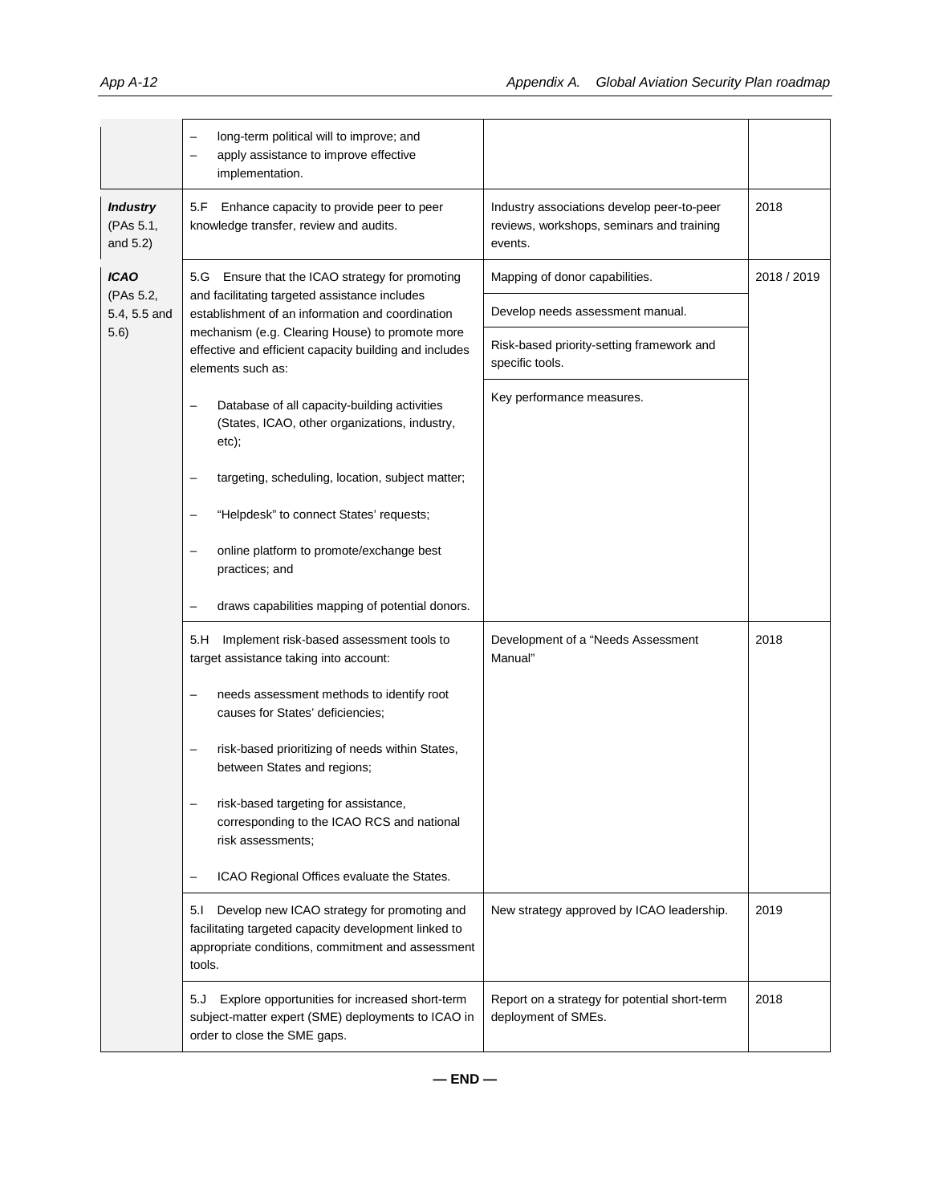| | | | |
|---|---|---|---|
| | – long-term political will to improve; and<br>– apply assistance to improve effective implementation. | | |
| ***Industry*** (PAs 5.1, and 5.2) | 5.F Enhance capacity to provide peer to peer knowledge transfer, review and audits. | Industry associations develop peer-to-peer reviews, workshops, seminars and training events. | 2018 |
| ***ICAO*** (PAs 5.2, 5.4, 5.5 and 5.6) | 5.G Ensure that the ICAO strategy for promoting and facilitating targeted assistance includes establishment of an information and coordination mechanism (e.g. Clearing House) to promote more effective and efficient capacity building and includes elements such as:<br><br>– Database of all capacity-building activities (States, ICAO, other organizations, industry, etc);<br><br>– targeting, scheduling, location, subject matter;<br><br>– "Helpdesk" to connect States' requests;<br><br>– online platform to promote/exchange best practices; and<br><br>– draws capabilities mapping of potential donors. | Mapping of donor capabilities.<br><br>Develop needs assessment manual.<br><br>Risk-based priority-setting framework and specific tools.<br><br>Key performance measures. | 2018 / 2019 |
| | 5.H Implement risk-based assessment tools to target assistance taking into account:<br><br>– needs assessment methods to identify root causes for States' deficiencies;<br><br>– risk-based prioritizing of needs within States, between States and regions;<br><br>– risk-based targeting for assistance, corresponding to the ICAO RCS and national risk assessments;<br><br>– ICAO Regional Offices evaluate the States. | Development of a "Needs Assessment Manual" | 2018 |
| | 5.I Develop new ICAO strategy for promoting and facilitating targeted capacity development linked to appropriate conditions, commitment and assessment tools. | New strategy approved by ICAO leadership. | 2019 |
| | 5.J Explore opportunities for increased short-term subject-matter expert (SME) deployments to ICAO in order to close the SME gaps. | Report on a strategy for potential short-term deployment of SMEs. | 2018 |

**— END —**